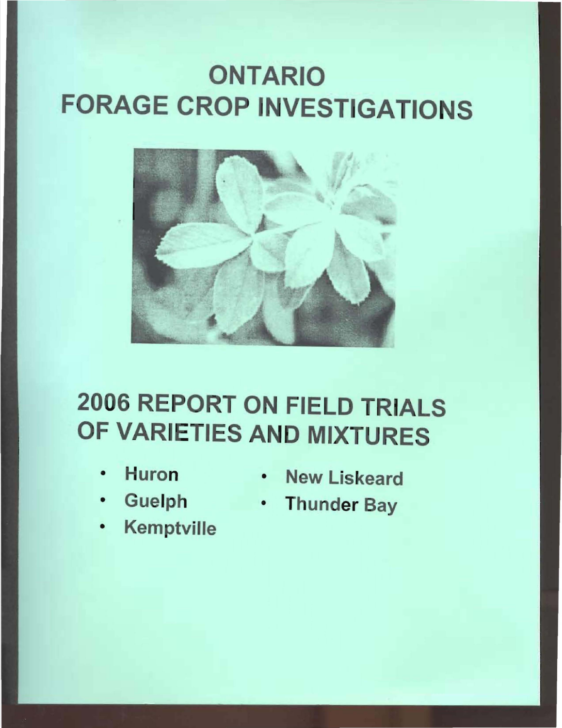# ONTARIO FORAGE CROP INVESTIGATIONS

# 2006 REPORT ON FIELD TRIALS OF VARIETIES AND MIXTURES

- Huron
- Guelph
- Kemptville
- New Liskeard
- Thunder Bay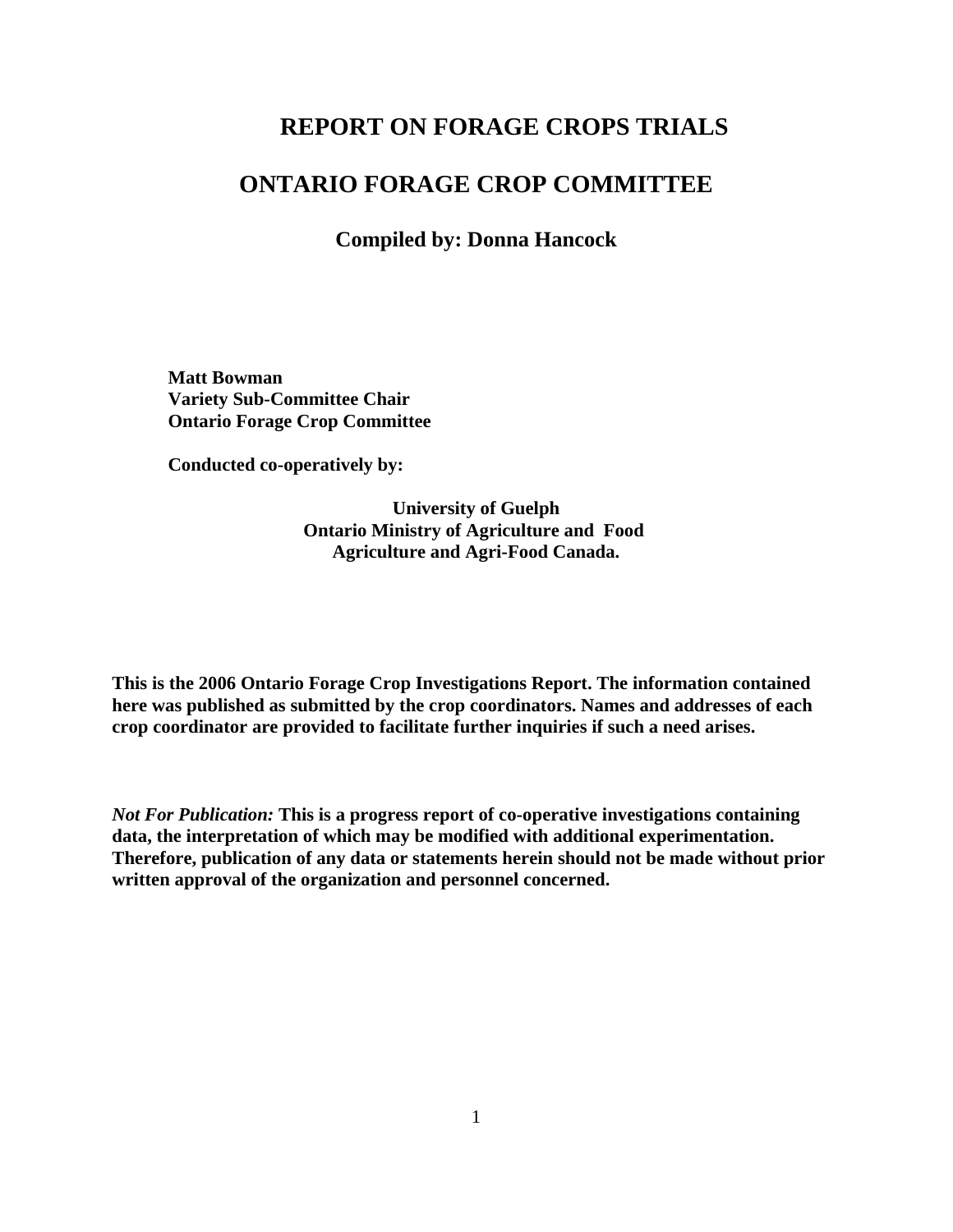# REPORT ON FORAGE CROPS TRIALS

# ONTARIO FORAGE CROP COMMITTEE

## Compiled by: Donna Hancock

**Matt Bowman**
**Variety Sub-Committee Chair**
**Ontario Forage Crop Committee**

**Conducted co-operatively by:**

**University of Guelph**
**Ontario Ministry of Agriculture and Food**
**Agriculture and Agri-Food Canada.**

**This is the 2006 Ontario Forage Crop Investigations Report. The information contained here was published as submitted by the crop coordinators. Names and addresses of each crop coordinator are provided to facilitate further inquiries if such a need arises.**

***Not For Publication:*** **This is a progress report of co-operative investigations containing data, the interpretation of which may be modified with additional experimentation. Therefore, publication of any data or statements herein should not be made without prior written approval of the organization and personnel concerned.**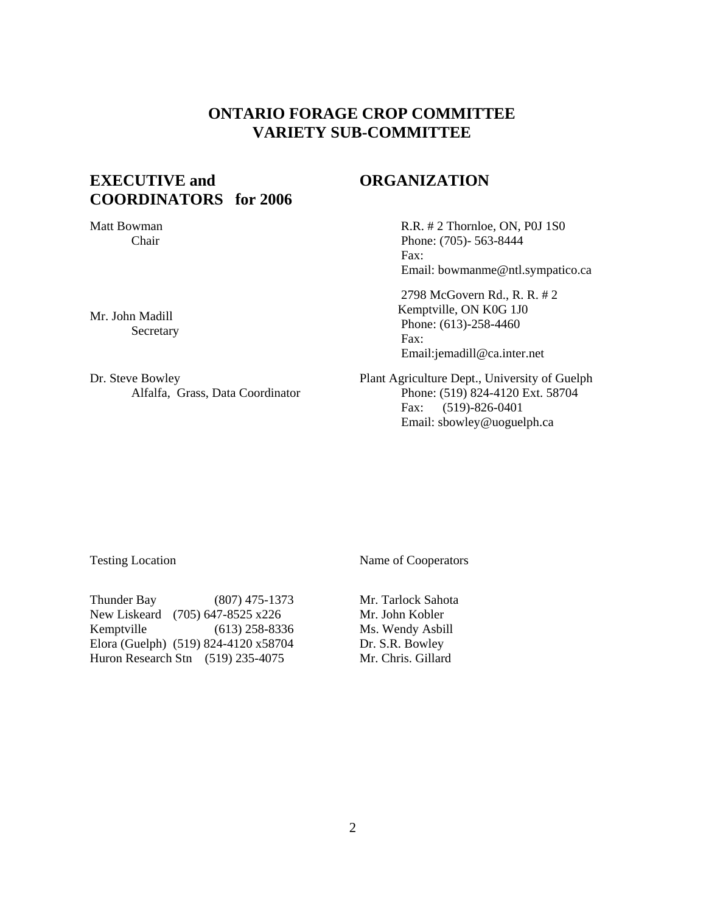# ONTARIO FORAGE CROP COMMITTEE
# VARIETY SUB-COMMITTEE

| EXECUTIVE and COORDINATORS for 2006 | ORGANIZATION |
|---|---|
| Matt Bowman<br>Chair | R.R. # 2 Thornloe, ON, P0J 1S0<br>Phone: (705)- 563-8444<br>Fax:<br>Email: bowmanme@ntl.sympatico.ca |
| Mr. John Madill<br>Secretary | 2798 McGovern Rd., R. R. # 2<br>Kemptville, ON K0G 1J0<br>Phone: (613)-258-4460<br>Fax:<br>Email:jemadill@ca.inter.net |
| Dr. Steve Bowley<br>Alfalfa, Grass, Data Coordinator | Plant Agriculture Dept., University of Guelph<br>Phone: (519) 824-4120 Ext. 58704<br>Fax: (519)-826-0401<br>Email: sbowley@uoguelph.ca |

| Testing Location | | Name of Cooperators |
|---|---|---|
| Thunder Bay | (807) 475-1373 | Mr. Tarlock Sahota |
| New Liskeard | (705) 647-8525 x226 | Mr. John Kobler |
| Kemptville | (613) 258-8336 | Ms. Wendy Asbill |
| Elora (Guelph) | (519) 824-4120 x58704 | Dr. S.R. Bowley |
| Huron Research Stn | (519) 235-4075 | Mr. Chris. Gillard |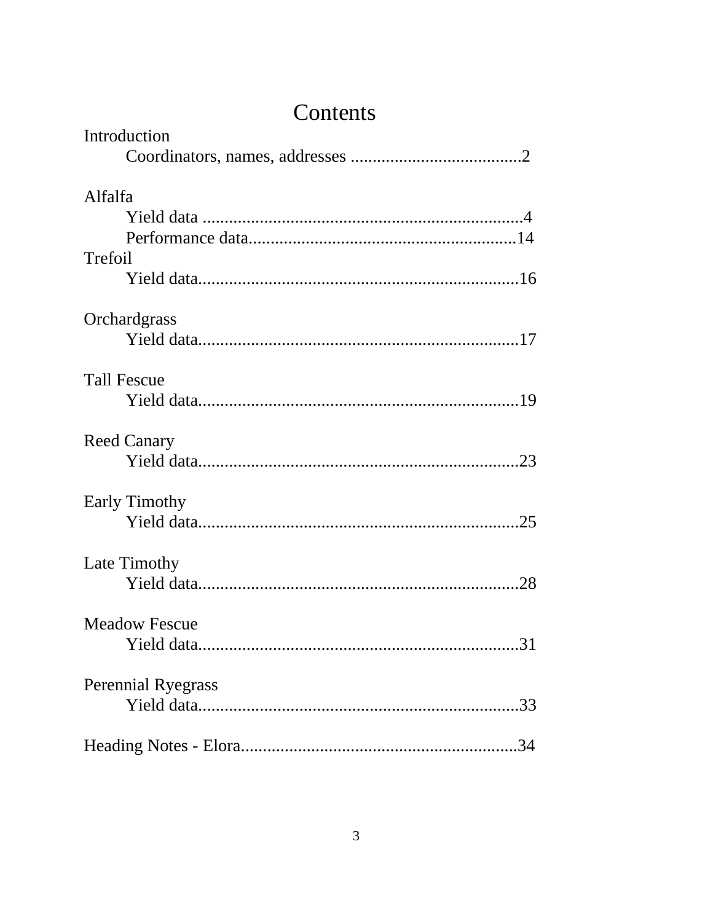# Contents

Introduction

- Coordinators, names, addresses .......................................2

Alfalfa

- Yield data .........................................................................4
- Performance data.............................................................14

Trefoil

- Yield data..........................................................................16

Orchardgrass

- Yield data..........................................................................17

Tall Fescue

- Yield data..........................................................................19

Reed Canary

- Yield data..........................................................................23

Early Timothy

- Yield data..........................................................................25

Late Timothy

- Yield data..........................................................................28

Meadow Fescue

- Yield data..........................................................................31

Perennial Ryegrass

- Yield data..........................................................................33

Heading Notes - Elora................................................................34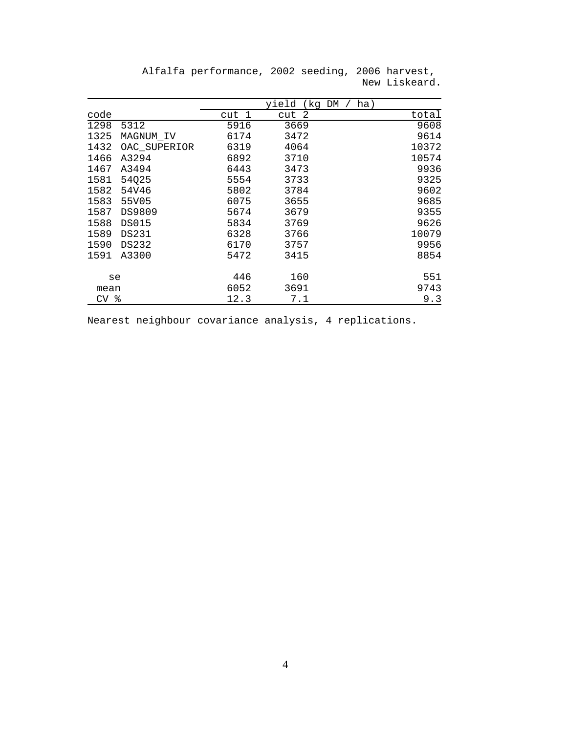Alfalfa performance, 2002 seeding, 2006 harvest, New Liskeard.

| code | | yield (kg DM / ha) | | |
|---|---|---|---|---|
| | | cut 1 | cut 2 | total |
| 1298 | 5312 | 5916 | 3669 | 9608 |
| 1325 | MAGNUM_IV | 6174 | 3472 | 9614 |
| 1432 | OAC_SUPERIOR | 6319 | 4064 | 10372 |
| 1466 | A3294 | 6892 | 3710 | 10574 |
| 1467 | A3494 | 6443 | 3473 | 9936 |
| 1581 | 54Q25 | 5554 | 3733 | 9325 |
| 1582 | 54V46 | 5802 | 3784 | 9602 |
| 1583 | 55V05 | 6075 | 3655 | 9685 |
| 1587 | DS9809 | 5674 | 3679 | 9355 |
| 1588 | DS015 | 5834 | 3769 | 9626 |
| 1589 | DS231 | 6328 | 3766 | 10079 |
| 1590 | DS232 | 6170 | 3757 | 9956 |
| 1591 | A3300 | 5472 | 3415 | 8854 |
| se | | 446 | 160 | 551 |
| mean | | 6052 | 3691 | 9743 |
| CV % | | 12.3 | 7.1 | 9.3 |

Nearest neighbour covariance analysis, 4 replications.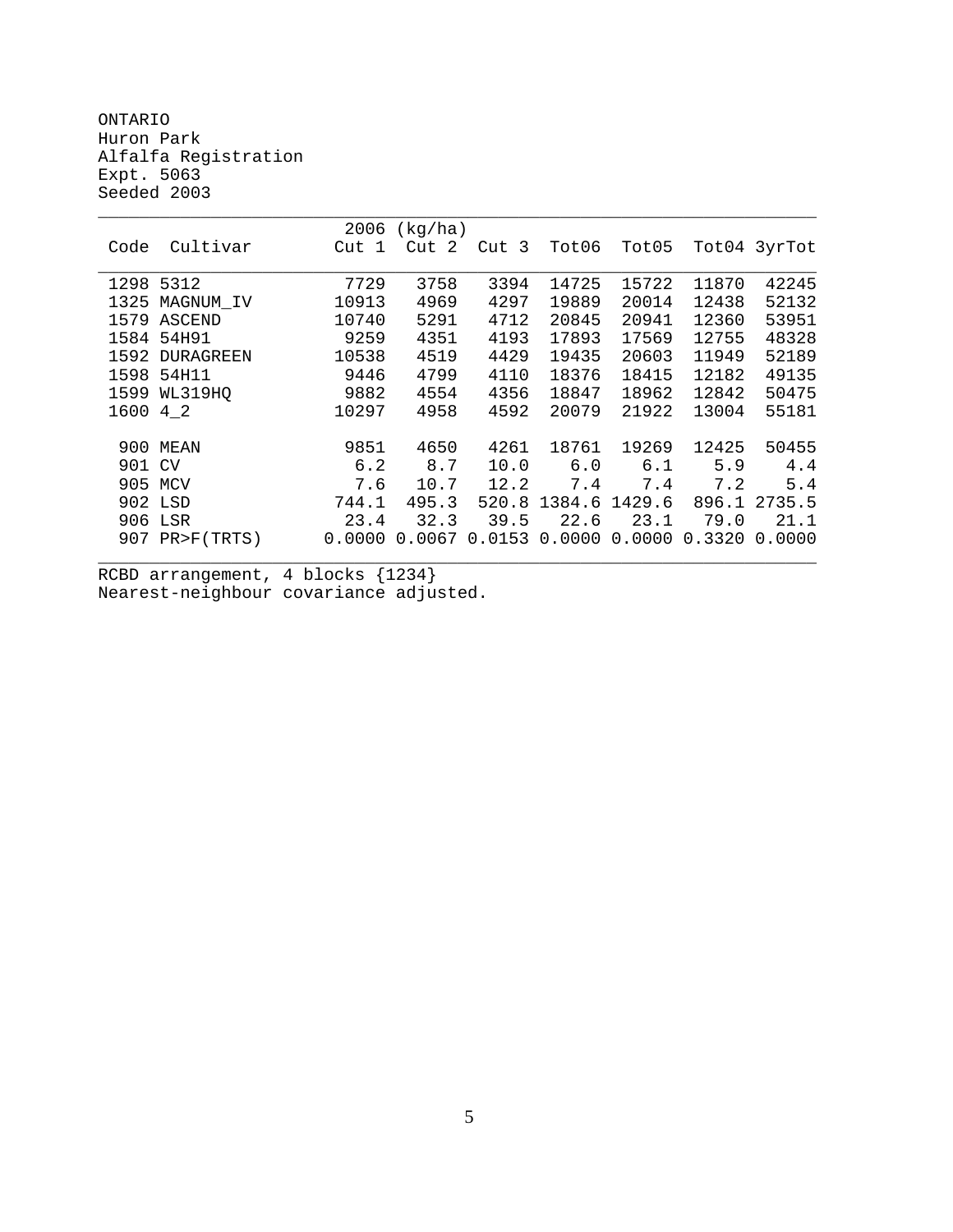ONTARIO
Huron Park
Alfalfa Registration
Expt. 5063
Seeded 2003

| Code | Cultivar | 2006 (kg/ha) Cut 1 | Cut 2 | Cut 3 | Tot06 | Tot05 | Tot04 | 3yrTot |
|---|---|---|---|---|---|---|---|---|
| 1298 | 5312 | 7729 | 3758 | 3394 | 14725 | 15722 | 11870 | 42245 |
| 1325 | MAGNUM_IV | 10913 | 4969 | 4297 | 19889 | 20014 | 12438 | 52132 |
| 1579 | ASCEND | 10740 | 5291 | 4712 | 20845 | 20941 | 12360 | 53951 |
| 1584 | 54H91 | 9259 | 4351 | 4193 | 17893 | 17569 | 12755 | 48328 |
| 1592 | DURAGREEN | 10538 | 4519 | 4429 | 19435 | 20603 | 11949 | 52189 |
| 1598 | 54H11 | 9446 | 4799 | 4110 | 18376 | 18415 | 12182 | 49135 |
| 1599 | WL319HQ | 9882 | 4554 | 4356 | 18847 | 18962 | 12842 | 50475 |
| 1600 | 4_2 | 10297 | 4958 | 4592 | 20079 | 21922 | 13004 | 55181 |
| 900 | MEAN | 9851 | 4650 | 4261 | 18761 | 19269 | 12425 | 50455 |
| 901 | CV | 6.2 | 8.7 | 10.0 | 6.0 | 6.1 | 5.9 | 4.4 |
| 905 | MCV | 7.6 | 10.7 | 12.2 | 7.4 | 7.4 | 7.2 | 5.4 |
| 902 | LSD | 744.1 | 495.3 | 520.8 | 1384.6 | 1429.6 | 896.1 | 2735.5 |
| 906 | LSR | 23.4 | 32.3 | 39.5 | 22.6 | 23.1 | 79.0 | 21.1 |
| 907 | PR>F(TRTS) | 0.0000 | 0.0067 | 0.0153 | 0.0000 | 0.0000 | 0.3320 | 0.0000 |

RCBD arrangement, 4 blocks {1234}
Nearest-neighbour covariance adjusted.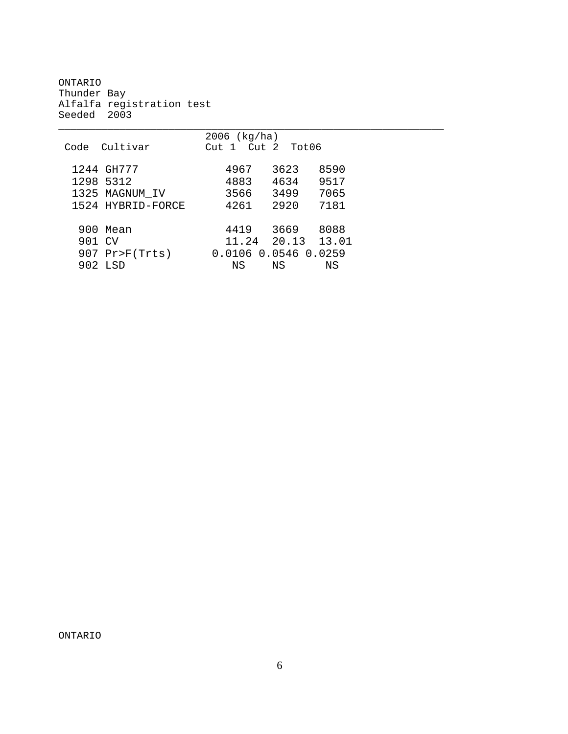ONTARIO
Thunder Bay
Alfalfa registration test
Seeded 2003

| Code | Cultivar | 2006 (kg/ha) Cut 1 | Cut 2 | Tot06 |
|---|---|---|---|---|
| 1244 | GH777 | 4967 | 3623 | 8590 |
| 1298 | 5312 | 4883 | 4634 | 9517 |
| 1325 | MAGNUM_IV | 3566 | 3499 | 7065 |
| 1524 | HYBRID-FORCE | 4261 | 2920 | 7181 |
| | | | | |
| 900 | Mean | 4419 | 3669 | 8088 |
| 901 | CV | 11.24 | 20.13 | 13.01 |
| 907 | Pr>F(Trts) | 0.0106 | 0.0546 | 0.0259 |
| 902 | LSD | NS | NS | NS |

ONTARIO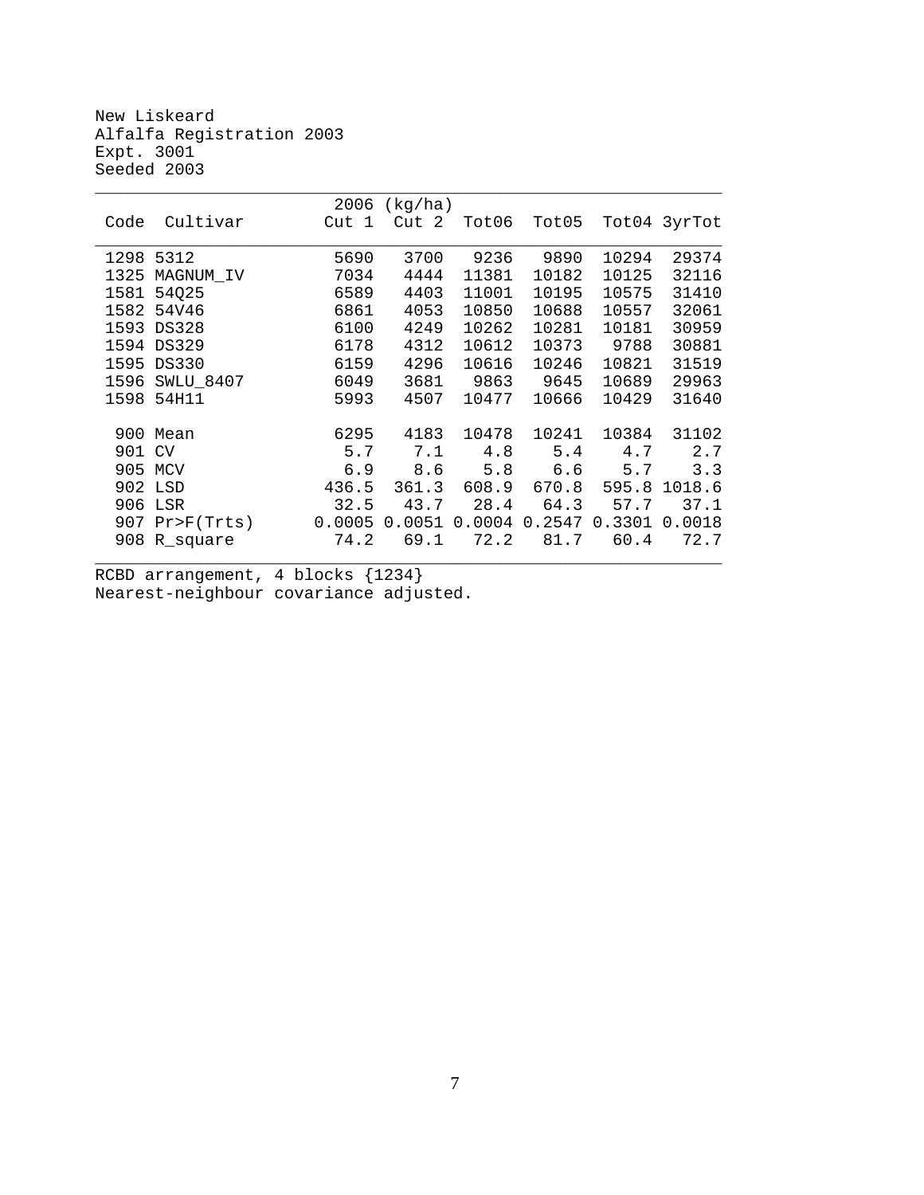New Liskeard
Alfalfa Registration 2003
Expt. 3001
Seeded 2003

| Code | Cultivar | 2006 (kg/ha) Cut 1 | Cut 2 | Tot06 | Tot05 | Tot04 | 3yrTot |
|---|---|---|---|---|---|---|---|
| 1298 | 5312 | 5690 | 3700 | 9236 | 9890 | 10294 | 29374 |
| 1325 | MAGNUM_IV | 7034 | 4444 | 11381 | 10182 | 10125 | 32116 |
| 1581 | 54Q25 | 6589 | 4403 | 11001 | 10195 | 10575 | 31410 |
| 1582 | 54V46 | 6861 | 4053 | 10850 | 10688 | 10557 | 32061 |
| 1593 | DS328 | 6100 | 4249 | 10262 | 10281 | 10181 | 30959 |
| 1594 | DS329 | 6178 | 4312 | 10612 | 10373 | 9788 | 30881 |
| 1595 | DS330 | 6159 | 4296 | 10616 | 10246 | 10821 | 31519 |
| 1596 | SWLU_8407 | 6049 | 3681 | 9863 | 9645 | 10689 | 29963 |
| 1598 | 54H11 | 5993 | 4507 | 10477 | 10666 | 10429 | 31640 |
| | | | | | | | |
| 900 | Mean | 6295 | 4183 | 10478 | 10241 | 10384 | 31102 |
| 901 | CV | 5.7 | 7.1 | 4.8 | 5.4 | 4.7 | 2.7 |
| 905 | MCV | 6.9 | 8.6 | 5.8 | 6.6 | 5.7 | 3.3 |
| 902 | LSD | 436.5 | 361.3 | 608.9 | 670.8 | 595.8 | 1018.6 |
| 906 | LSR | 32.5 | 43.7 | 28.4 | 64.3 | 57.7 | 37.1 |
| 907 | Pr>F(Trts) | 0.0005 | 0.0051 | 0.0004 | 0.2547 | 0.3301 | 0.0018 |
| 908 | R_square | 74.2 | 69.1 | 72.2 | 81.7 | 60.4 | 72.7 |

RCBD arrangement, 4 blocks {1234}
Nearest-neighbour covariance adjusted.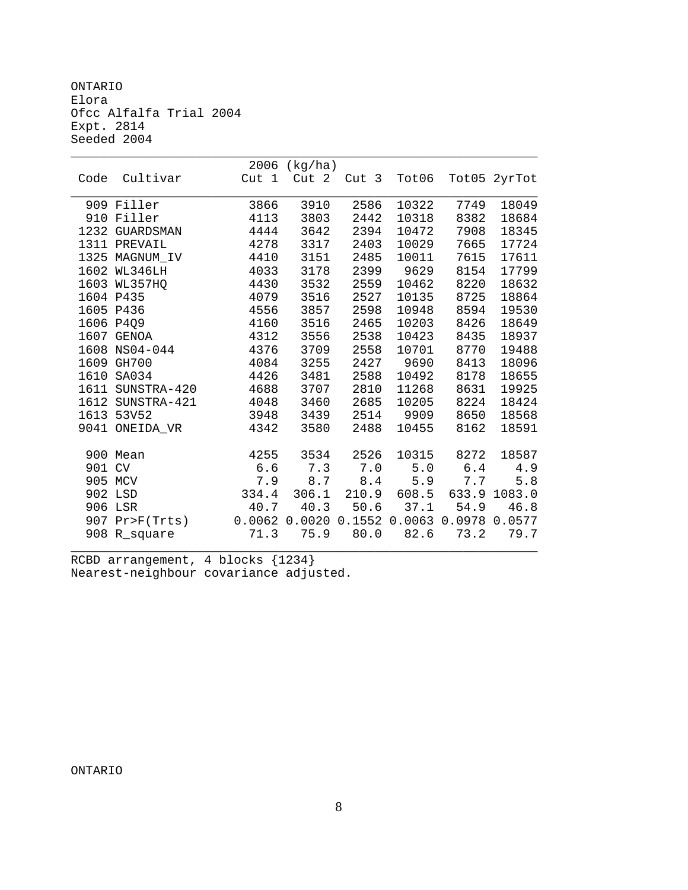ONTARIO
Elora
Ofcc Alfalfa Trial 2004
Expt. 2814
Seeded 2004

| Code | Cultivar | 2006 (kg/ha) Cut 1 | Cut 2 | Cut 3 | Tot06 | Tot05 | 2yrTot |
|---|---|---|---|---|---|---|---|
| 909 | Filler | 3866 | 3910 | 2586 | 10322 | 7749 | 18049 |
| 910 | Filler | 4113 | 3803 | 2442 | 10318 | 8382 | 18684 |
| 1232 | GUARDSMAN | 4444 | 3642 | 2394 | 10472 | 7908 | 18345 |
| 1311 | PREVAIL | 4278 | 3317 | 2403 | 10029 | 7665 | 17724 |
| 1325 | MAGNUM_IV | 4410 | 3151 | 2485 | 10011 | 7615 | 17611 |
| 1602 | WL346LH | 4033 | 3178 | 2399 | 9629 | 8154 | 17799 |
| 1603 | WL357HQ | 4430 | 3532 | 2559 | 10462 | 8220 | 18632 |
| 1604 | P435 | 4079 | 3516 | 2527 | 10135 | 8725 | 18864 |
| 1605 | P436 | 4556 | 3857 | 2598 | 10948 | 8594 | 19530 |
| 1606 | P4Q9 | 4160 | 3516 | 2465 | 10203 | 8426 | 18649 |
| 1607 | GENOA | 4312 | 3556 | 2538 | 10423 | 8435 | 18937 |
| 1608 | NS04-044 | 4376 | 3709 | 2558 | 10701 | 8770 | 19488 |
| 1609 | GH700 | 4084 | 3255 | 2427 | 9690 | 8413 | 18096 |
| 1610 | SA034 | 4426 | 3481 | 2588 | 10492 | 8178 | 18655 |
| 1611 | SUNSTRA-420 | 4688 | 3707 | 2810 | 11268 | 8631 | 19925 |
| 1612 | SUNSTRA-421 | 4048 | 3460 | 2685 | 10205 | 8224 | 18424 |
| 1613 | 53V52 | 3948 | 3439 | 2514 | 9909 | 8650 | 18568 |
| 9041 | ONEIDA_VR | 4342 | 3580 | 2488 | 10455 | 8162 | 18591 |
| 900 | Mean | 4255 | 3534 | 2526 | 10315 | 8272 | 18587 |
| 901 | CV | 6.6 | 7.3 | 7.0 | 5.0 | 6.4 | 4.9 |
| 905 | MCV | 7.9 | 8.7 | 8.4 | 5.9 | 7.7 | 5.8 |
| 902 | LSD | 334.4 | 306.1 | 210.9 | 608.5 | 633.9 | 1083.0 |
| 906 | LSR | 40.7 | 40.3 | 50.6 | 37.1 | 54.9 | 46.8 |
| 907 | Pr>F(Trts) | 0.0062 | 0.0020 | 0.1552 | 0.0063 | 0.0978 | 0.0577 |
| 908 | R_square | 71.3 | 75.9 | 80.0 | 82.6 | 73.2 | 79.7 |

RCBD arrangement, 4 blocks {1234}
Nearest-neighbour covariance adjusted.

ONTARIO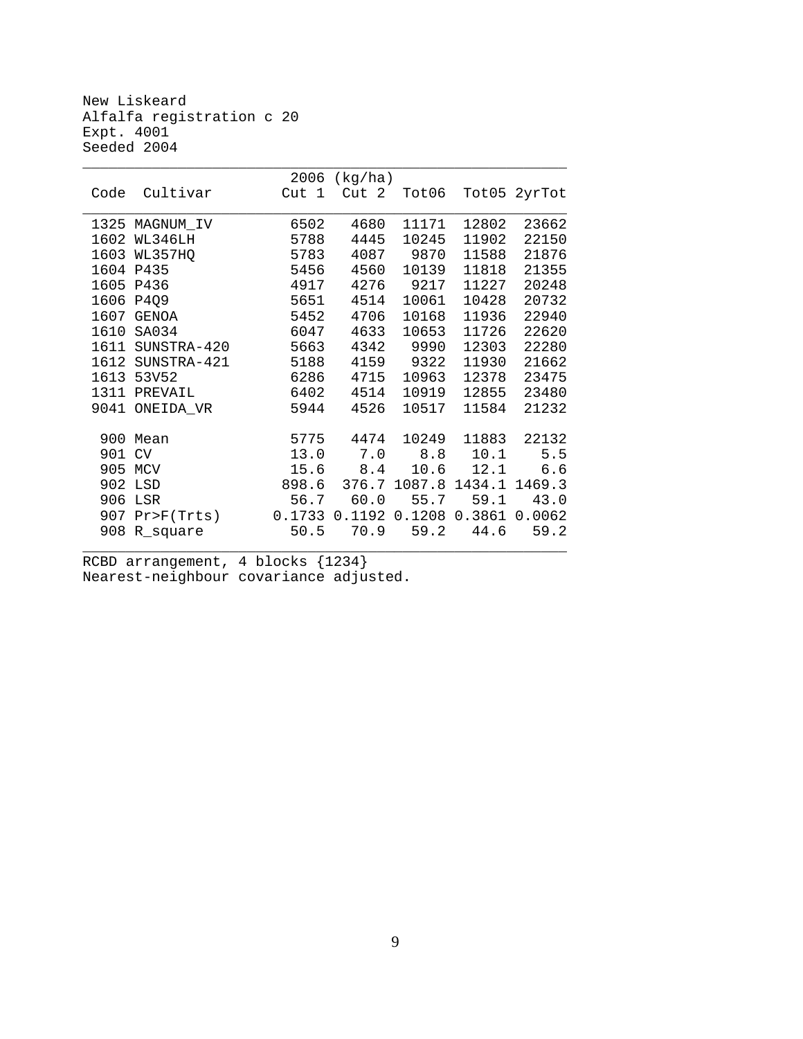New Liskeard
Alfalfa registration c 20
Expt. 4001
Seeded 2004

| Code | Cultivar | 2006 (kg/ha) Cut 1 | Cut 2 | Tot06 | Tot05 | 2yrTot |
|---|---|---|---|---|---|---|
| 1325 | MAGNUM_IV | 6502 | 4680 | 11171 | 12802 | 23662 |
| 1602 | WL346LH | 5788 | 4445 | 10245 | 11902 | 22150 |
| 1603 | WL357HQ | 5783 | 4087 | 9870 | 11588 | 21876 |
| 1604 | P435 | 5456 | 4560 | 10139 | 11818 | 21355 |
| 1605 | P436 | 4917 | 4276 | 9217 | 11227 | 20248 |
| 1606 | P4Q9 | 5651 | 4514 | 10061 | 10428 | 20732 |
| 1607 | GENOA | 5452 | 4706 | 10168 | 11936 | 22940 |
| 1610 | SA034 | 6047 | 4633 | 10653 | 11726 | 22620 |
| 1611 | SUNSTRA-420 | 5663 | 4342 | 9990 | 12303 | 22280 |
| 1612 | SUNSTRA-421 | 5188 | 4159 | 9322 | 11930 | 21662 |
| 1613 | 53V52 | 6286 | 4715 | 10963 | 12378 | 23475 |
| 1311 | PREVAIL | 6402 | 4514 | 10919 | 12855 | 23480 |
| 9041 | ONEIDA_VR | 5944 | 4526 | 10517 | 11584 | 21232 |
| 900 | Mean | 5775 | 4474 | 10249 | 11883 | 22132 |
| 901 | CV | 13.0 | 7.0 | 8.8 | 10.1 | 5.5 |
| 905 | MCV | 15.6 | 8.4 | 10.6 | 12.1 | 6.6 |
| 902 | LSD | 898.6 | 376.7 | 1087.8 | 1434.1 | 1469.3 |
| 906 | LSR | 56.7 | 60.0 | 55.7 | 59.1 | 43.0 |
| 907 | Pr>F(Trts) | 0.1733 | 0.1192 | 0.1208 | 0.3861 | 0.0062 |
| 908 | R_square | 50.5 | 70.9 | 59.2 | 44.6 | 59.2 |

RCBD arrangement, 4 blocks {1234}
Nearest-neighbour covariance adjusted.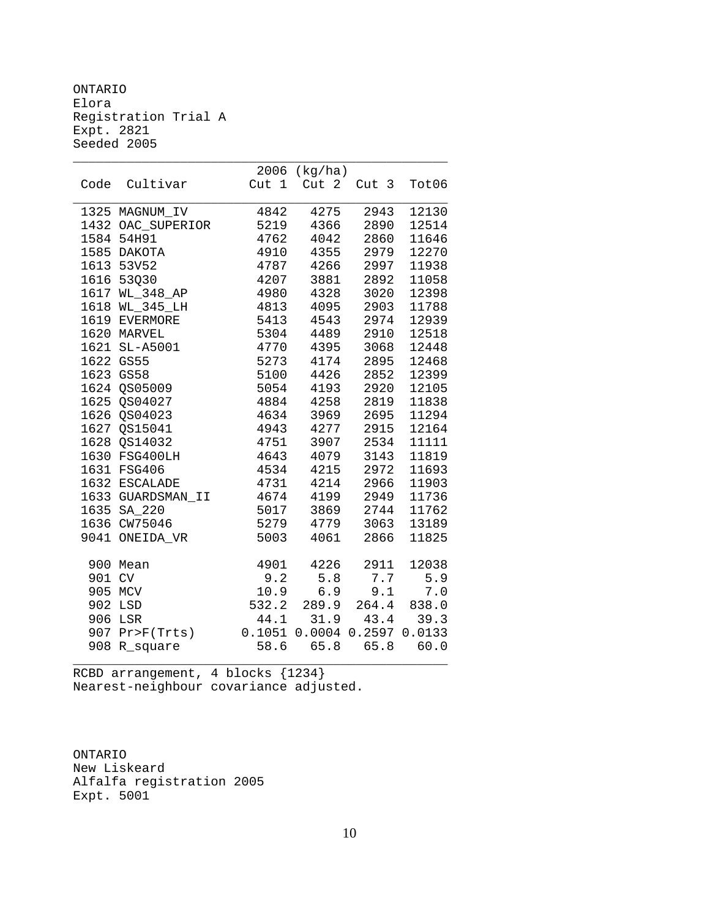ONTARIO
Elora
Registration Trial A
Expt. 2821
Seeded 2005

| Code | Cultivar | 2006 (kg/ha) Cut 1 | Cut 2 | Cut 3 | Tot06 |
|---|---|---|---|---|---|
| 1325 | MAGNUM_IV | 4842 | 4275 | 2943 | 12130 |
| 1432 | OAC_SUPERIOR | 5219 | 4366 | 2890 | 12514 |
| 1584 | 54H91 | 4762 | 4042 | 2860 | 11646 |
| 1585 | DAKOTA | 4910 | 4355 | 2979 | 12270 |
| 1613 | 53V52 | 4787 | 4266 | 2997 | 11938 |
| 1616 | 53Q30 | 4207 | 3881 | 2892 | 11058 |
| 1617 | WL_348_AP | 4980 | 4328 | 3020 | 12398 |
| 1618 | WL_345_LH | 4813 | 4095 | 2903 | 11788 |
| 1619 | EVERMORE | 5413 | 4543 | 2974 | 12939 |
| 1620 | MARVEL | 5304 | 4489 | 2910 | 12518 |
| 1621 | SL-A5001 | 4770 | 4395 | 3068 | 12448 |
| 1622 | GS55 | 5273 | 4174 | 2895 | 12468 |
| 1623 | GS58 | 5100 | 4426 | 2852 | 12399 |
| 1624 | QS05009 | 5054 | 4193 | 2920 | 12105 |
| 1625 | QS04027 | 4884 | 4258 | 2819 | 11838 |
| 1626 | QS04023 | 4634 | 3969 | 2695 | 11294 |
| 1627 | QS15041 | 4943 | 4277 | 2915 | 12164 |
| 1628 | QS14032 | 4751 | 3907 | 2534 | 11111 |
| 1630 | FSG400LH | 4643 | 4079 | 3143 | 11819 |
| 1631 | FSG406 | 4534 | 4215 | 2972 | 11693 |
| 1632 | ESCALADE | 4731 | 4214 | 2966 | 11903 |
| 1633 | GUARDSMAN_II | 4674 | 4199 | 2949 | 11736 |
| 1635 | SA_220 | 5017 | 3869 | 2744 | 11762 |
| 1636 | CW75046 | 5279 | 4779 | 3063 | 13189 |
| 9041 | ONEIDA_VR | 5003 | 4061 | 2866 | 11825 |
| 900 | Mean | 4901 | 4226 | 2911 | 12038 |
| 901 | CV | 9.2 | 5.8 | 7.7 | 5.9 |
| 905 | MCV | 10.9 | 6.9 | 9.1 | 7.0 |
| 902 | LSD | 532.2 | 289.9 | 264.4 | 838.0 |
| 906 | LSR | 44.1 | 31.9 | 43.4 | 39.3 |
| 907 | Pr>F(Trts) | 0.1051 | 0.0004 | 0.2597 | 0.0133 |
| 908 | R_square | 58.6 | 65.8 | 65.8 | 60.0 |

RCBD arrangement, 4 blocks {1234}
Nearest-neighbour covariance adjusted.

ONTARIO
New Liskeard
Alfalfa registration 2005
Expt. 5001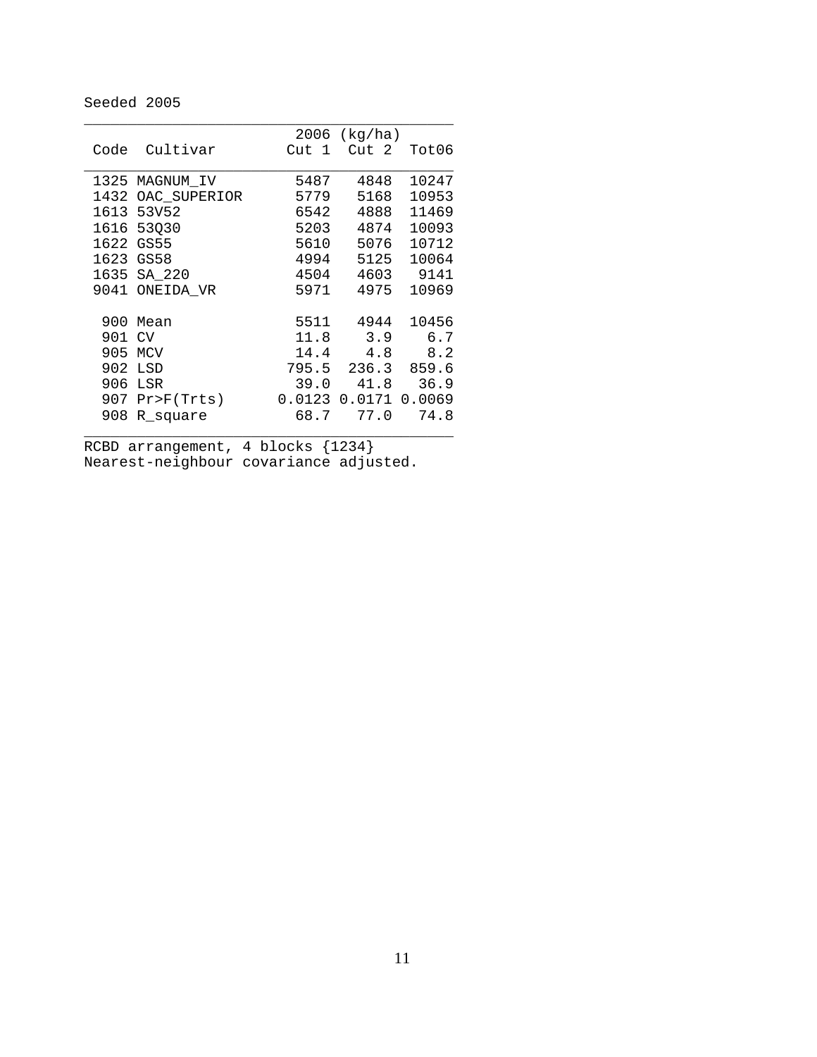Seeded 2005

| Code | Cultivar | 2006 (kg/ha) Cut 1 | Cut 2 | Tot06 |
|---|---|---|---|---|
| 1325 | MAGNUM_IV | 5487 | 4848 | 10247 |
| 1432 | OAC_SUPERIOR | 5779 | 5168 | 10953 |
| 1613 | 53V52 | 6542 | 4888 | 11469 |
| 1616 | 53Q30 | 5203 | 4874 | 10093 |
| 1622 | GS55 | 5610 | 5076 | 10712 |
| 1623 | GS58 | 4994 | 5125 | 10064 |
| 1635 | SA_220 | 4504 | 4603 | 9141 |
| 9041 | ONEIDA_VR | 5971 | 4975 | 10969 |
| | | | | |
| 900 | Mean | 5511 | 4944 | 10456 |
| 901 | CV | 11.8 | 3.9 | 6.7 |
| 905 | MCV | 14.4 | 4.8 | 8.2 |
| 902 | LSD | 795.5 | 236.3 | 859.6 |
| 906 | LSR | 39.0 | 41.8 | 36.9 |
| 907 | Pr>F(Trts) | 0.0123 | 0.0171 | 0.0069 |
| 908 | R_square | 68.7 | 77.0 | 74.8 |

RCBD arrangement, 4 blocks {1234}
Nearest-neighbour covariance adjusted.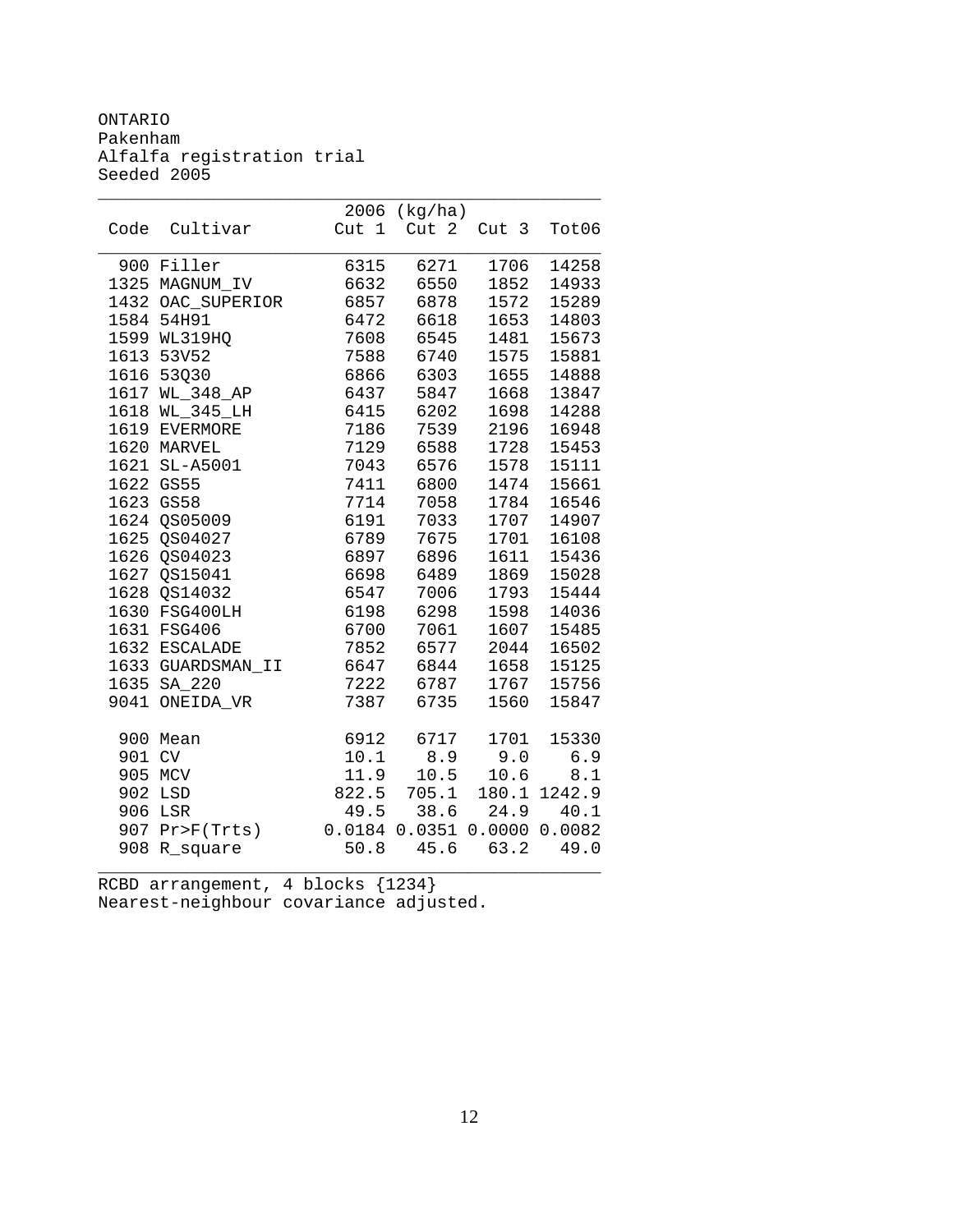ONTARIO
Pakenham
Alfalfa registration trial
Seeded 2005

| Code | Cultivar | 2006 (kg/ha) Cut 1 | Cut 2 | Cut 3 | Tot06 |
|---|---|---|---|---|---|
| 900 | Filler | 6315 | 6271 | 1706 | 14258 |
| 1325 | MAGNUM_IV | 6632 | 6550 | 1852 | 14933 |
| 1432 | OAC_SUPERIOR | 6857 | 6878 | 1572 | 15289 |
| 1584 | 54H91 | 6472 | 6618 | 1653 | 14803 |
| 1599 | WL319HQ | 7608 | 6545 | 1481 | 15673 |
| 1613 | 53V52 | 7588 | 6740 | 1575 | 15881 |
| 1616 | 53Q30 | 6866 | 6303 | 1655 | 14888 |
| 1617 | WL_348_AP | 6437 | 5847 | 1668 | 13847 |
| 1618 | WL_345_LH | 6415 | 6202 | 1698 | 14288 |
| 1619 | EVERMORE | 7186 | 7539 | 2196 | 16948 |
| 1620 | MARVEL | 7129 | 6588 | 1728 | 15453 |
| 1621 | SL-A5001 | 7043 | 6576 | 1578 | 15111 |
| 1622 | GS55 | 7411 | 6800 | 1474 | 15661 |
| 1623 | GS58 | 7714 | 7058 | 1784 | 16546 |
| 1624 | QS05009 | 6191 | 7033 | 1707 | 14907 |
| 1625 | QS04027 | 6789 | 7675 | 1701 | 16108 |
| 1626 | QS04023 | 6897 | 6896 | 1611 | 15436 |
| 1627 | QS15041 | 6698 | 6489 | 1869 | 15028 |
| 1628 | QS14032 | 6547 | 7006 | 1793 | 15444 |
| 1630 | FSG400LH | 6198 | 6298 | 1598 | 14036 |
| 1631 | FSG406 | 6700 | 7061 | 1607 | 15485 |
| 1632 | ESCALADE | 7852 | 6577 | 2044 | 16502 |
| 1633 | GUARDSMAN_II | 6647 | 6844 | 1658 | 15125 |
| 1635 | SA_220 | 7222 | 6787 | 1767 | 15756 |
| 9041 | ONEIDA_VR | 7387 | 6735 | 1560 | 15847 |
| | | | | | |
| 900 | Mean | 6912 | 6717 | 1701 | 15330 |
| 901 | CV | 10.1 | 8.9 | 9.0 | 6.9 |
| 905 | MCV | 11.9 | 10.5 | 10.6 | 8.1 |
| 902 | LSD | 822.5 | 705.1 | 180.1 | 1242.9 |
| 906 | LSR | 49.5 | 38.6 | 24.9 | 40.1 |
| 907 | Pr>F(Trts) | 0.0184 | 0.0351 | 0.0000 | 0.0082 |
| 908 | R_square | 50.8 | 45.6 | 63.2 | 49.0 |

RCBD arrangement, 4 blocks {1234}
Nearest-neighbour covariance adjusted.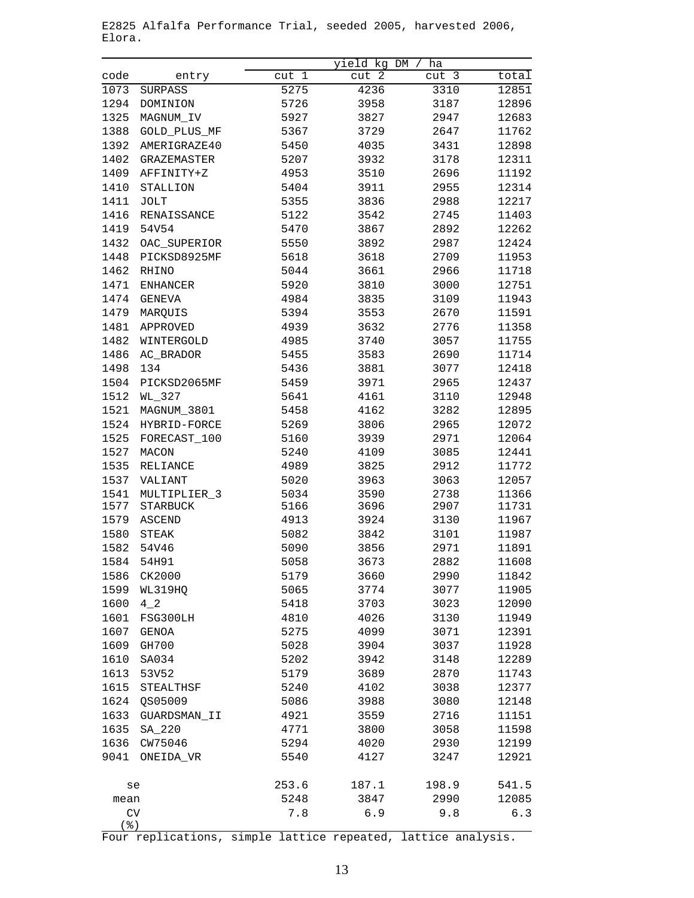E2825 Alfalfa Performance Trial, seeded 2005, harvested 2006, Elora.

| code | entry | yield kg DM / ha cut 1 | cut 2 | cut 3 | total |
|---|---|---|---|---|---|
| 1073 | SURPASS | 5275 | 4236 | 3310 | 12851 |
| 1294 | DOMINION | 5726 | 3958 | 3187 | 12896 |
| 1325 | MAGNUM_IV | 5927 | 3827 | 2947 | 12683 |
| 1388 | GOLD_PLUS_MF | 5367 | 3729 | 2647 | 11762 |
| 1392 | AMERIGRAZE40 | 5450 | 4035 | 3431 | 12898 |
| 1402 | GRAZEMASTER | 5207 | 3932 | 3178 | 12311 |
| 1409 | AFFINITY+Z | 4953 | 3510 | 2696 | 11192 |
| 1410 | STALLION | 5404 | 3911 | 2955 | 12314 |
| 1411 | JOLT | 5355 | 3836 | 2988 | 12217 |
| 1416 | RENAISSANCE | 5122 | 3542 | 2745 | 11403 |
| 1419 | 54V54 | 5470 | 3867 | 2892 | 12262 |
| 1432 | OAC_SUPERIOR | 5550 | 3892 | 2987 | 12424 |
| 1448 | PICKSD8925MF | 5618 | 3618 | 2709 | 11953 |
| 1462 | RHINO | 5044 | 3661 | 2966 | 11718 |
| 1471 | ENHANCER | 5920 | 3810 | 3000 | 12751 |
| 1474 | GENEVA | 4984 | 3835 | 3109 | 11943 |
| 1479 | MARQUIS | 5394 | 3553 | 2670 | 11591 |
| 1481 | APPROVED | 4939 | 3632 | 2776 | 11358 |
| 1482 | WINTERGOLD | 4985 | 3740 | 3057 | 11755 |
| 1486 | AC_BRADOR | 5455 | 3583 | 2690 | 11714 |
| 1498 | 134 | 5436 | 3881 | 3077 | 12418 |
| 1504 | PICKSD2065MF | 5459 | 3971 | 2965 | 12437 |
| 1512 | WL_327 | 5641 | 4161 | 3110 | 12948 |
| 1521 | MAGNUM_3801 | 5458 | 4162 | 3282 | 12895 |
| 1524 | HYBRID-FORCE | 5269 | 3806 | 2965 | 12072 |
| 1525 | FORECAST_100 | 5160 | 3939 | 2971 | 12064 |
| 1527 | MACON | 5240 | 4109 | 3085 | 12441 |
| 1535 | RELIANCE | 4989 | 3825 | 2912 | 11772 |
| 1537 | VALIANT | 5020 | 3963 | 3063 | 12057 |
| 1541 | MULTIPLIER_3 | 5034 | 3590 | 2738 | 11366 |
| 1577 | STARBUCK | 5166 | 3696 | 2907 | 11731 |
| 1579 | ASCEND | 4913 | 3924 | 3130 | 11967 |
| 1580 | STEAK | 5082 | 3842 | 3101 | 11987 |
| 1582 | 54V46 | 5090 | 3856 | 2971 | 11891 |
| 1584 | 54H91 | 5058 | 3673 | 2882 | 11608 |
| 1586 | CK2000 | 5179 | 3660 | 2990 | 11842 |
| 1599 | WL319HQ | 5065 | 3774 | 3077 | 11905 |
| 1600 | 4_2 | 5418 | 3703 | 3023 | 12090 |
| 1601 | FSG300LH | 4810 | 4026 | 3130 | 11949 |
| 1607 | GENOA | 5275 | 4099 | 3071 | 12391 |
| 1609 | GH700 | 5028 | 3904 | 3037 | 11928 |
| 1610 | SA034 | 5202 | 3942 | 3148 | 12289 |
| 1613 | 53V52 | 5179 | 3689 | 2870 | 11743 |
| 1615 | STEALTHSF | 5240 | 4102 | 3038 | 12377 |
| 1624 | QS05009 | 5086 | 3988 | 3080 | 12148 |
| 1633 | GUARDSMAN_II | 4921 | 3559 | 2716 | 11151 |
| 1635 | SA_220 | 4771 | 3800 | 3058 | 11598 |
| 1636 | CW75046 | 5294 | 4020 | 2930 | 12199 |
| 9041 | ONEIDA_VR | 5540 | 4127 | 3247 | 12921 |
| se | | 253.6 | 187.1 | 198.9 | 541.5 |
| mean | | 5248 | 3847 | 2990 | 12085 |
| CV (%) | | 7.8 | 6.9 | 9.8 | 6.3 |

Four replications, simple lattice repeated, lattice analysis.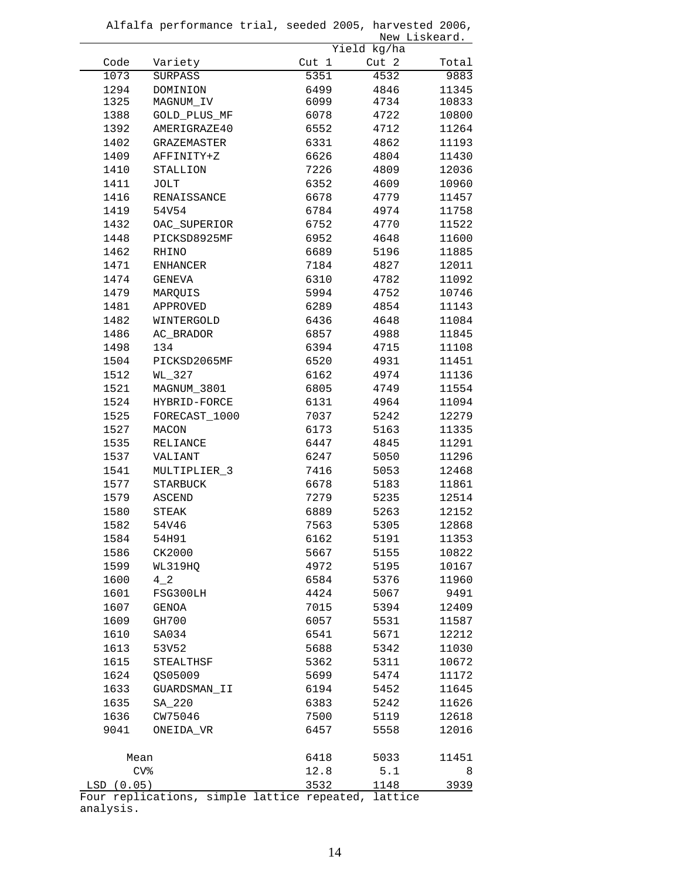Alfalfa performance trial, seeded 2005, harvested 2006, New Liskeard.

| Code | Variety | Yield kg/ha Cut 1 | Cut 2 | Total |
|---|---|---|---|---|
| 1073 | SURPASS | 5351 | 4532 | 9883 |
| 1294 | DOMINION | 6499 | 4846 | 11345 |
| 1325 | MAGNUM_IV | 6099 | 4734 | 10833 |
| 1388 | GOLD_PLUS_MF | 6078 | 4722 | 10800 |
| 1392 | AMERIGRAZE40 | 6552 | 4712 | 11264 |
| 1402 | GRAZEMASTER | 6331 | 4862 | 11193 |
| 1409 | AFFINITY+Z | 6626 | 4804 | 11430 |
| 1410 | STALLION | 7226 | 4809 | 12036 |
| 1411 | JOLT | 6352 | 4609 | 10960 |
| 1416 | RENAISSANCE | 6678 | 4779 | 11457 |
| 1419 | 54V54 | 6784 | 4974 | 11758 |
| 1432 | OAC_SUPERIOR | 6752 | 4770 | 11522 |
| 1448 | PICKSD8925MF | 6952 | 4648 | 11600 |
| 1462 | RHINO | 6689 | 5196 | 11885 |
| 1471 | ENHANCER | 7184 | 4827 | 12011 |
| 1474 | GENEVA | 6310 | 4782 | 11092 |
| 1479 | MARQUIS | 5994 | 4752 | 10746 |
| 1481 | APPROVED | 6289 | 4854 | 11143 |
| 1482 | WINTERGOLD | 6436 | 4648 | 11084 |
| 1486 | AC_BRADOR | 6857 | 4988 | 11845 |
| 1498 | 134 | 6394 | 4715 | 11108 |
| 1504 | PICKSD2065MF | 6520 | 4931 | 11451 |
| 1512 | WL_327 | 6162 | 4974 | 11136 |
| 1521 | MAGNUM_3801 | 6805 | 4749 | 11554 |
| 1524 | HYBRID-FORCE | 6131 | 4964 | 11094 |
| 1525 | FORECAST_1000 | 7037 | 5242 | 12279 |
| 1527 | MACON | 6173 | 5163 | 11335 |
| 1535 | RELIANCE | 6447 | 4845 | 11291 |
| 1537 | VALIANT | 6247 | 5050 | 11296 |
| 1541 | MULTIPLIER_3 | 7416 | 5053 | 12468 |
| 1577 | STARBUCK | 6678 | 5183 | 11861 |
| 1579 | ASCEND | 7279 | 5235 | 12514 |
| 1580 | STEAK | 6889 | 5263 | 12152 |
| 1582 | 54V46 | 7563 | 5305 | 12868 |
| 1584 | 54H91 | 6162 | 5191 | 11353 |
| 1586 | CK2000 | 5667 | 5155 | 10822 |
| 1599 | WL319HQ | 4972 | 5195 | 10167 |
| 1600 | 4_2 | 6584 | 5376 | 11960 |
| 1601 | FSG300LH | 4424 | 5067 | 9491 |
| 1607 | GENOA | 7015 | 5394 | 12409 |
| 1609 | GH700 | 6057 | 5531 | 11587 |
| 1610 | SA034 | 6541 | 5671 | 12212 |
| 1613 | 53V52 | 5688 | 5342 | 11030 |
| 1615 | STEALTHSF | 5362 | 5311 | 10672 |
| 1624 | QS05009 | 5699 | 5474 | 11172 |
| 1633 | GUARDSMAN_II | 6194 | 5452 | 11645 |
| 1635 | SA_220 | 6383 | 5242 | 11626 |
| 1636 | CW75046 | 7500 | 5119 | 12618 |
| 9041 | ONEIDA_VR | 6457 | 5558 | 12016 |
| Mean | | 6418 | 5033 | 11451 |
| CV% | | 12.8 | 5.1 | 8 |
| LSD (0.05) | | 3532 | 1148 | 3939 |

Four replications, simple lattice repeated, lattice analysis.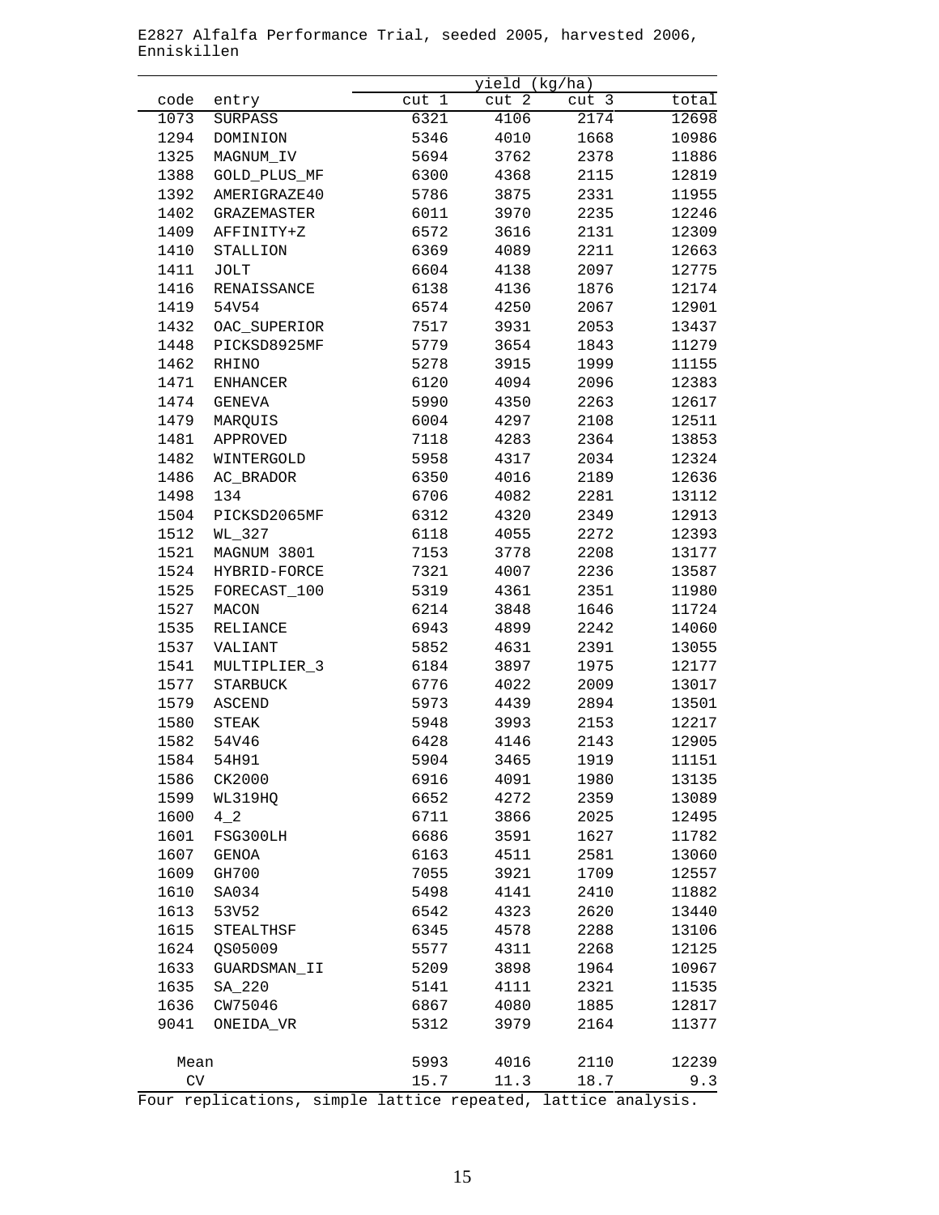E2827 Alfalfa Performance Trial, seeded 2005, harvested 2006, Enniskillen

| code | entry | yield (kg/ha) | | | |
|---|---|---|---|---|---|
| | | cut 1 | cut 2 | cut 3 | total |
| 1073 | SURPASS | 6321 | 4106 | 2174 | 12698 |
| 1294 | DOMINION | 5346 | 4010 | 1668 | 10986 |
| 1325 | MAGNUM_IV | 5694 | 3762 | 2378 | 11886 |
| 1388 | GOLD_PLUS_MF | 6300 | 4368 | 2115 | 12819 |
| 1392 | AMERIGRAZE40 | 5786 | 3875 | 2331 | 11955 |
| 1402 | GRAZEMASTER | 6011 | 3970 | 2235 | 12246 |
| 1409 | AFFINITY+Z | 6572 | 3616 | 2131 | 12309 |
| 1410 | STALLION | 6369 | 4089 | 2211 | 12663 |
| 1411 | JOLT | 6604 | 4138 | 2097 | 12775 |
| 1416 | RENAISSANCE | 6138 | 4136 | 1876 | 12174 |
| 1419 | 54V54 | 6574 | 4250 | 2067 | 12901 |
| 1432 | OAC_SUPERIOR | 7517 | 3931 | 2053 | 13437 |
| 1448 | PICKSD8925MF | 5779 | 3654 | 1843 | 11279 |
| 1462 | RHINO | 5278 | 3915 | 1999 | 11155 |
| 1471 | ENHANCER | 6120 | 4094 | 2096 | 12383 |
| 1474 | GENEVA | 5990 | 4350 | 2263 | 12617 |
| 1479 | MARQUIS | 6004 | 4297 | 2108 | 12511 |
| 1481 | APPROVED | 7118 | 4283 | 2364 | 13853 |
| 1482 | WINTERGOLD | 5958 | 4317 | 2034 | 12324 |
| 1486 | AC_BRADOR | 6350 | 4016 | 2189 | 12636 |
| 1498 | 134 | 6706 | 4082 | 2281 | 13112 |
| 1504 | PICKSD2065MF | 6312 | 4320 | 2349 | 12913 |
| 1512 | WL_327 | 6118 | 4055 | 2272 | 12393 |
| 1521 | MAGNUM 3801 | 7153 | 3778 | 2208 | 13177 |
| 1524 | HYBRID-FORCE | 7321 | 4007 | 2236 | 13587 |
| 1525 | FORECAST_100 | 5319 | 4361 | 2351 | 11980 |
| 1527 | MACON | 6214 | 3848 | 1646 | 11724 |
| 1535 | RELIANCE | 6943 | 4899 | 2242 | 14060 |
| 1537 | VALIANT | 5852 | 4631 | 2391 | 13055 |
| 1541 | MULTIPLIER_3 | 6184 | 3897 | 1975 | 12177 |
| 1577 | STARBUCK | 6776 | 4022 | 2009 | 13017 |
| 1579 | ASCEND | 5973 | 4439 | 2894 | 13501 |
| 1580 | STEAK | 5948 | 3993 | 2153 | 12217 |
| 1582 | 54V46 | 6428 | 4146 | 2143 | 12905 |
| 1584 | 54H91 | 5904 | 3465 | 1919 | 11151 |
| 1586 | CK2000 | 6916 | 4091 | 1980 | 13135 |
| 1599 | WL319HQ | 6652 | 4272 | 2359 | 13089 |
| 1600 | 4_2 | 6711 | 3866 | 2025 | 12495 |
| 1601 | FSG300LH | 6686 | 3591 | 1627 | 11782 |
| 1607 | GENOA | 6163 | 4511 | 2581 | 13060 |
| 1609 | GH700 | 7055 | 3921 | 1709 | 12557 |
| 1610 | SA034 | 5498 | 4141 | 2410 | 11882 |
| 1613 | 53V52 | 6542 | 4323 | 2620 | 13440 |
| 1615 | STEALTHSF | 6345 | 4578 | 2288 | 13106 |
| 1624 | QS05009 | 5577 | 4311 | 2268 | 12125 |
| 1633 | GUARDSMAN_II | 5209 | 3898 | 1964 | 10967 |
| 1635 | SA_220 | 5141 | 4111 | 2321 | 11535 |
| 1636 | CW75046 | 6867 | 4080 | 1885 | 12817 |
| 9041 | ONEIDA_VR | 5312 | 3979 | 2164 | 11377 |
| Mean | | 5993 | 4016 | 2110 | 12239 |
| CV | | 15.7 | 11.3 | 18.7 | 9.3 |

Four replications, simple lattice repeated, lattice analysis.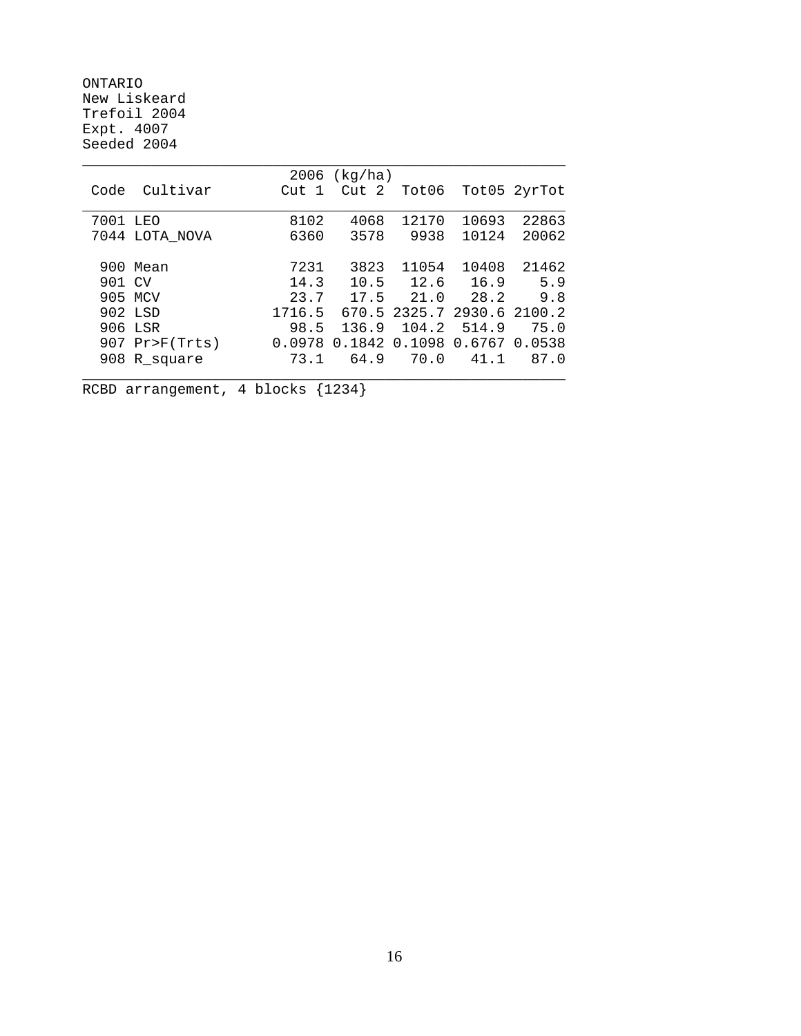ONTARIO
New Liskeard
Trefoil 2004
Expt. 4007
Seeded 2004

| Code | Cultivar | 2006 (kg/ha) Cut 1 | Cut 2 | Tot06 | Tot05 | 2yrTot |
|---|---|---|---|---|---|---|
| 7001 | LEO | 8102 | 4068 | 12170 | 10693 | 22863 |
| 7044 | LOTA_NOVA | 6360 | 3578 | 9938 | 10124 | 20062 |
| 900 | Mean | 7231 | 3823 | 11054 | 10408 | 21462 |
| 901 | CV | 14.3 | 10.5 | 12.6 | 16.9 | 5.9 |
| 905 | MCV | 23.7 | 17.5 | 21.0 | 28.2 | 9.8 |
| 902 | LSD | 1716.5 | 670.5 | 2325.7 | 2930.6 | 2100.2 |
| 906 | LSR | 98.5 | 136.9 | 104.2 | 514.9 | 75.0 |
| 907 | Pr>F(Trts) | 0.0978 | 0.1842 | 0.1098 | 0.6767 | 0.0538 |
| 908 | R_square | 73.1 | 64.9 | 70.0 | 41.1 | 87.0 |

RCBD arrangement, 4 blocks {1234}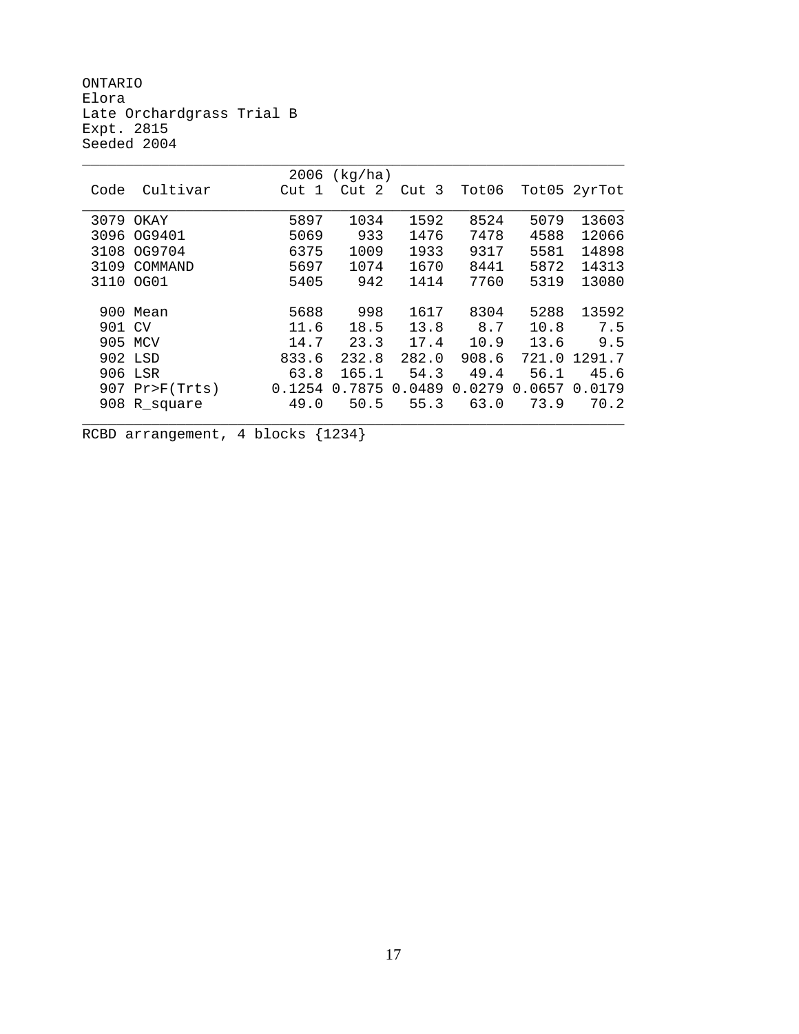ONTARIO
Elora
Late Orchardgrass Trial B
Expt. 2815
Seeded 2004

| Code | Cultivar | 2006 (kg/ha) Cut 1 | Cut 2 | Cut 3 | Tot06 | Tot05 | 2yrTot |
|---|---|---|---|---|---|---|---|
| 3079 | OKAY | 5897 | 1034 | 1592 | 8524 | 5079 | 13603 |
| 3096 | OG9401 | 5069 | 933 | 1476 | 7478 | 4588 | 12066 |
| 3108 | OG9704 | 6375 | 1009 | 1933 | 9317 | 5581 | 14898 |
| 3109 | COMMAND | 5697 | 1074 | 1670 | 8441 | 5872 | 14313 |
| 3110 | OG01 | 5405 | 942 | 1414 | 7760 | 5319 | 13080 |
| 900 | Mean | 5688 | 998 | 1617 | 8304 | 5288 | 13592 |
| 901 | CV | 11.6 | 18.5 | 13.8 | 8.7 | 10.8 | 7.5 |
| 905 | MCV | 14.7 | 23.3 | 17.4 | 10.9 | 13.6 | 9.5 |
| 902 | LSD | 833.6 | 232.8 | 282.0 | 908.6 | 721.0 | 1291.7 |
| 906 | LSR | 63.8 | 165.1 | 54.3 | 49.4 | 56.1 | 45.6 |
| 907 | Pr>F(Trts) | 0.1254 | 0.7875 | 0.0489 | 0.0279 | 0.0657 | 0.0179 |
| 908 | R_square | 49.0 | 50.5 | 55.3 | 63.0 | 73.9 | 70.2 |

RCBD arrangement, 4 blocks {1234}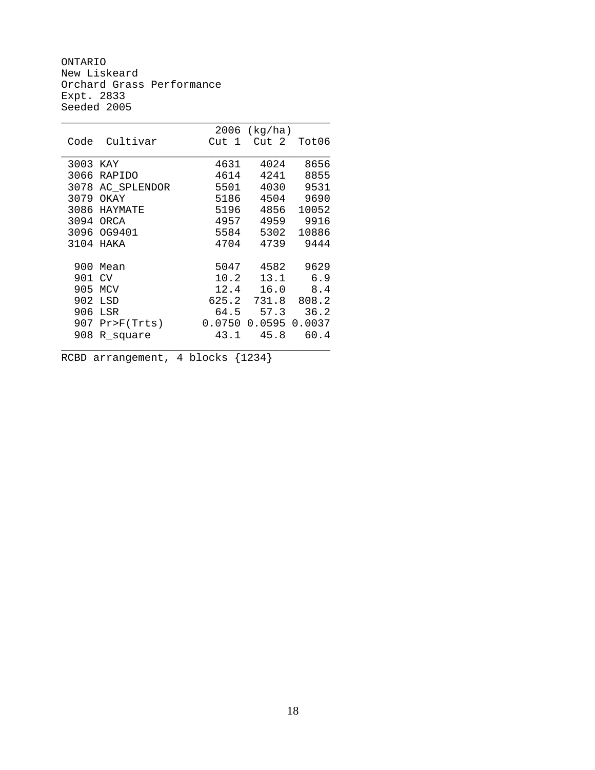ONTARIO
New Liskeard
Orchard Grass Performance
Expt. 2833
Seeded 2005

| Code | Cultivar | 2006 (kg/ha) Cut 1 | Cut 2 | Tot06 |
|---|---|---|---|---|
| 3003 | KAY | 4631 | 4024 | 8656 |
| 3066 | RAPIDO | 4614 | 4241 | 8855 |
| 3078 | AC_SPLENDOR | 5501 | 4030 | 9531 |
| 3079 | OKAY | 5186 | 4504 | 9690 |
| 3086 | HAYMATE | 5196 | 4856 | 10052 |
| 3094 | ORCA | 4957 | 4959 | 9916 |
| 3096 | OG9401 | 5584 | 5302 | 10886 |
| 3104 | HAKA | 4704 | 4739 | 9444 |
| | | | | |
| 900 | Mean | 5047 | 4582 | 9629 |
| 901 | CV | 10.2 | 13.1 | 6.9 |
| 905 | MCV | 12.4 | 16.0 | 8.4 |
| 902 | LSD | 625.2 | 731.8 | 808.2 |
| 906 | LSR | 64.5 | 57.3 | 36.2 |
| 907 | Pr>F(Trts) | 0.0750 | 0.0595 | 0.0037 |
| 908 | R_square | 43.1 | 45.8 | 60.4 |

RCBD arrangement, 4 blocks {1234}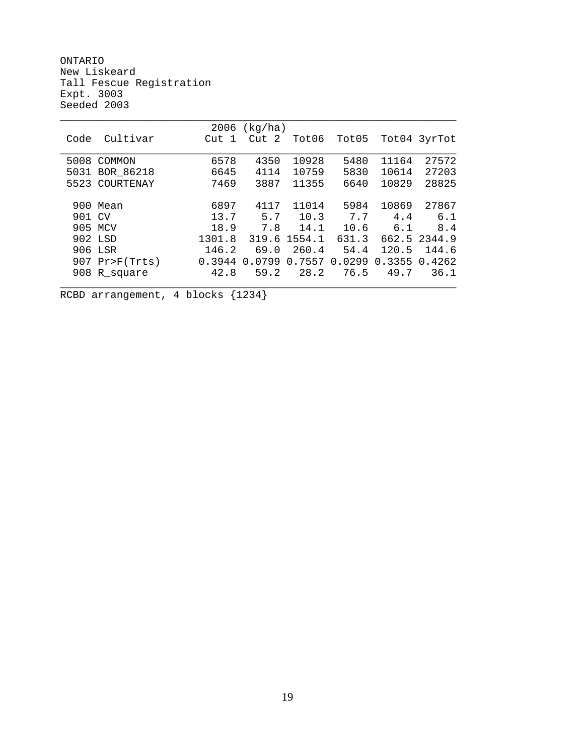ONTARIO
New Liskeard
Tall Fescue Registration
Expt. 3003
Seeded 2003

| Code | Cultivar | 2006 (kg/ha) Cut 1 | Cut 2 | Tot06 | Tot05 | Tot04 | 3yrTot |
|---|---|---|---|---|---|---|---|
| 5008 | COMMON | 6578 | 4350 | 10928 | 5480 | 11164 | 27572 |
| 5031 | BOR_86218 | 6645 | 4114 | 10759 | 5830 | 10614 | 27203 |
| 5523 | COURTENAY | 7469 | 3887 | 11355 | 6640 | 10829 | 28825 |
| | | | | | | | |
| 900 | Mean | 6897 | 4117 | 11014 | 5984 | 10869 | 27867 |
| 901 | CV | 13.7 | 5.7 | 10.3 | 7.7 | 4.4 | 6.1 |
| 905 | MCV | 18.9 | 7.8 | 14.1 | 10.6 | 6.1 | 8.4 |
| 902 | LSD | 1301.8 | 319.6 | 1554.1 | 631.3 | 662.5 | 2344.9 |
| 906 | LSR | 146.2 | 69.0 | 260.4 | 54.4 | 120.5 | 144.6 |
| 907 | Pr>F(Trts) | 0.3944 | 0.0799 | 0.7557 | 0.0299 | 0.3355 | 0.4262 |
| 908 | R_square | 42.8 | 59.2 | 28.2 | 76.5 | 49.7 | 36.1 |

RCBD arrangement, 4 blocks {1234}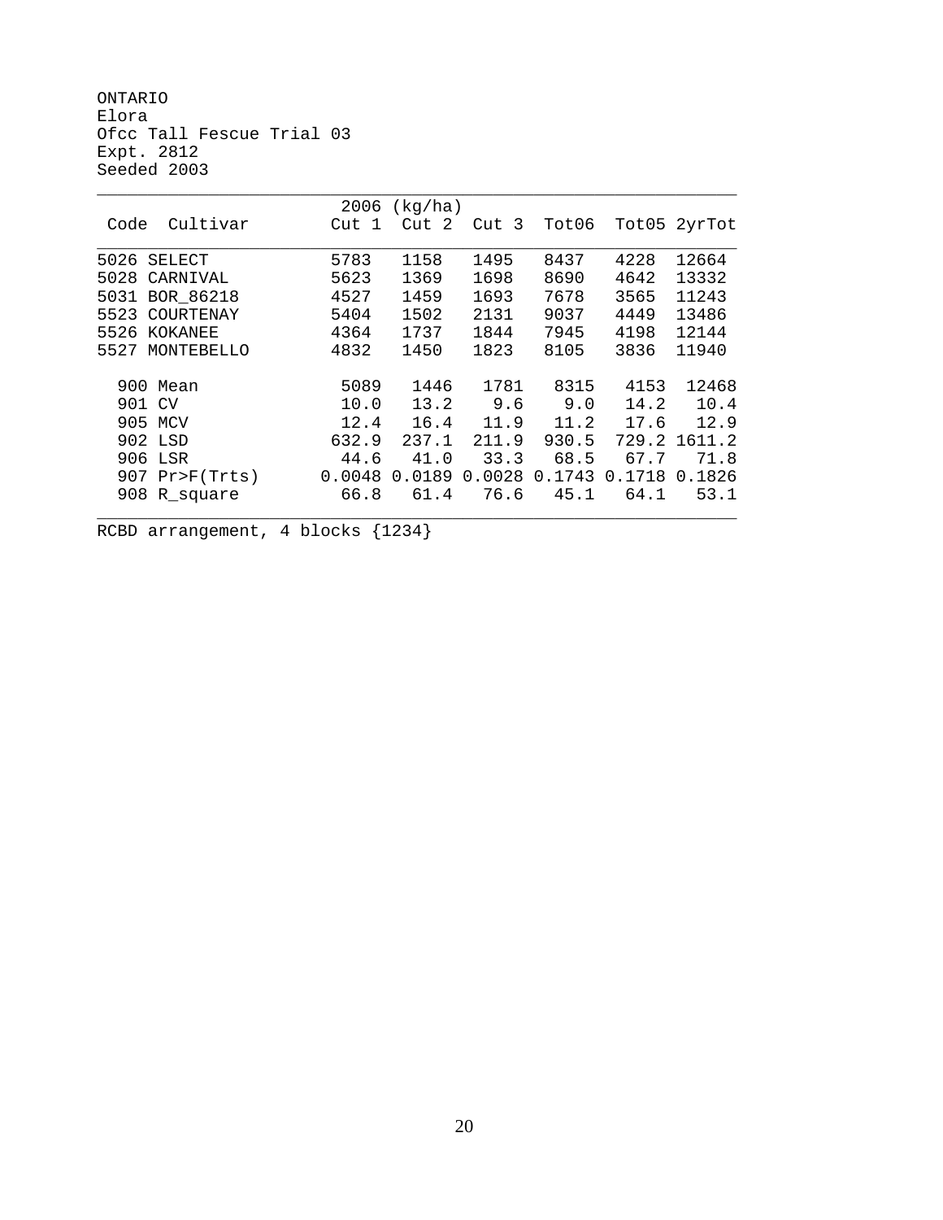ONTARIO
Elora
Ofcc Tall Fescue Trial 03
Expt. 2812
Seeded 2003

| Code | Cultivar | 2006 (kg/ha) Cut 1 | Cut 2 | Cut 3 | Tot06 | Tot05 | 2yrTot |
|---|---|---|---|---|---|---|---|
| 5026 | SELECT | 5783 | 1158 | 1495 | 8437 | 4228 | 12664 |
| 5028 | CARNIVAL | 5623 | 1369 | 1698 | 8690 | 4642 | 13332 |
| 5031 | BOR_86218 | 4527 | 1459 | 1693 | 7678 | 3565 | 11243 |
| 5523 | COURTENAY | 5404 | 1502 | 2131 | 9037 | 4449 | 13486 |
| 5526 | KOKANEE | 4364 | 1737 | 1844 | 7945 | 4198 | 12144 |
| 5527 | MONTEBELLO | 4832 | 1450 | 1823 | 8105 | 3836 | 11940 |
| 900 | Mean | 5089 | 1446 | 1781 | 8315 | 4153 | 12468 |
| 901 | CV | 10.0 | 13.2 | 9.6 | 9.0 | 14.2 | 10.4 |
| 905 | MCV | 12.4 | 16.4 | 11.9 | 11.2 | 17.6 | 12.9 |
| 902 | LSD | 632.9 | 237.1 | 211.9 | 930.5 | 729.2 | 1611.2 |
| 906 | LSR | 44.6 | 41.0 | 33.3 | 68.5 | 67.7 | 71.8 |
| 907 | Pr>F(Trts) | 0.0048 | 0.0189 | 0.0028 | 0.1743 | 0.1718 | 0.1826 |
| 908 | R_square | 66.8 | 61.4 | 76.6 | 45.1 | 64.1 | 53.1 |

RCBD arrangement, 4 blocks {1234}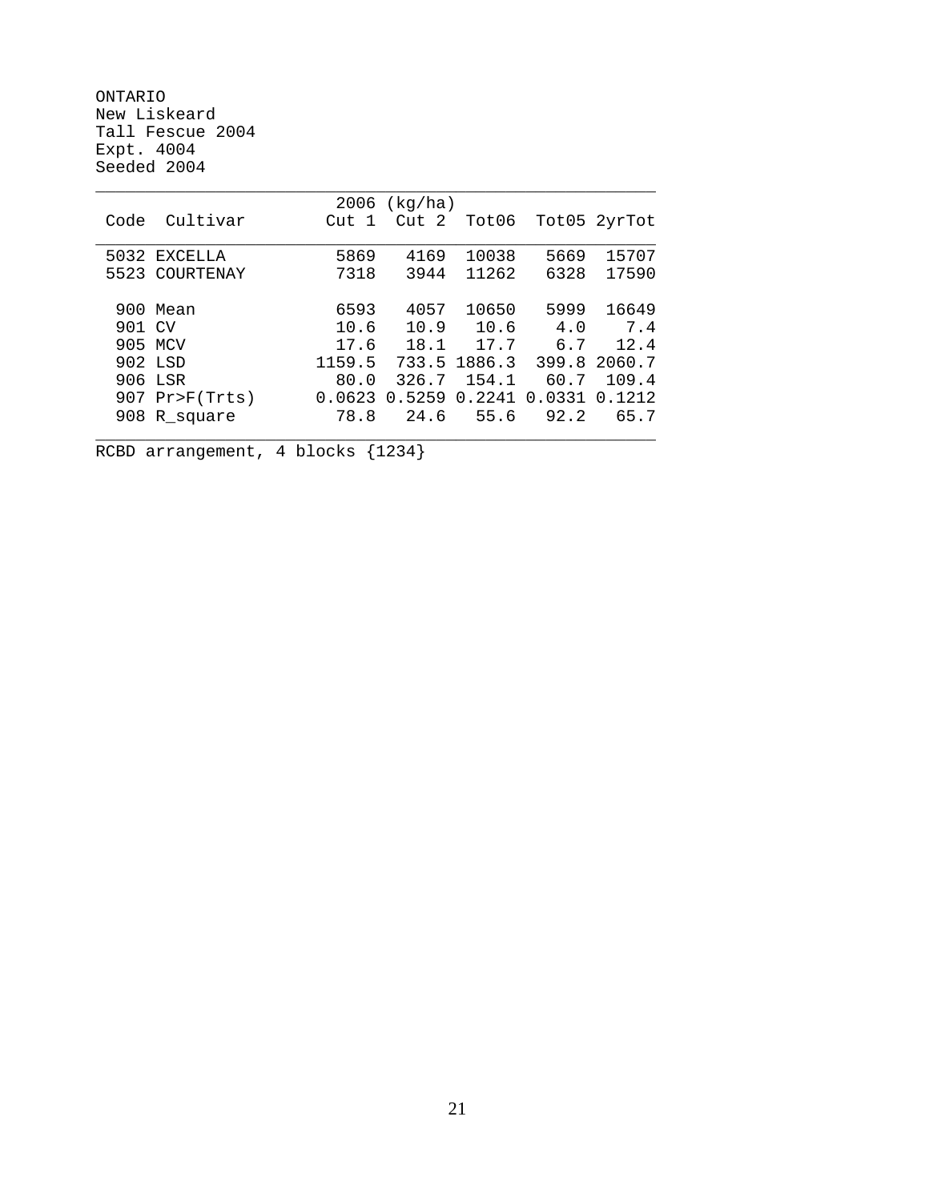ONTARIO
New Liskeard
Tall Fescue 2004
Expt. 4004
Seeded 2004

| Code | Cultivar | 2006 (kg/ha) Cut 1 | Cut 2 | Tot06 | Tot05 | 2yrTot |
|---|---|---|---|---|---|---|
| 5032 | EXCELLA | 5869 | 4169 | 10038 | 5669 | 15707 |
| 5523 | COURTENAY | 7318 | 3944 | 11262 | 6328 | 17590 |
| | | | | | | |
| 900 | Mean | 6593 | 4057 | 10650 | 5999 | 16649 |
| 901 | CV | 10.6 | 10.9 | 10.6 | 4.0 | 7.4 |
| 905 | MCV | 17.6 | 18.1 | 17.7 | 6.7 | 12.4 |
| 902 | LSD | 1159.5 | 733.5 | 1886.3 | 399.8 | 2060.7 |
| 906 | LSR | 80.0 | 326.7 | 154.1 | 60.7 | 109.4 |
| 907 | Pr>F(Trts) | 0.0623 | 0.5259 | 0.2241 | 0.0331 | 0.1212 |
| 908 | R_square | 78.8 | 24.6 | 55.6 | 92.2 | 65.7 |

RCBD arrangement, 4 blocks {1234}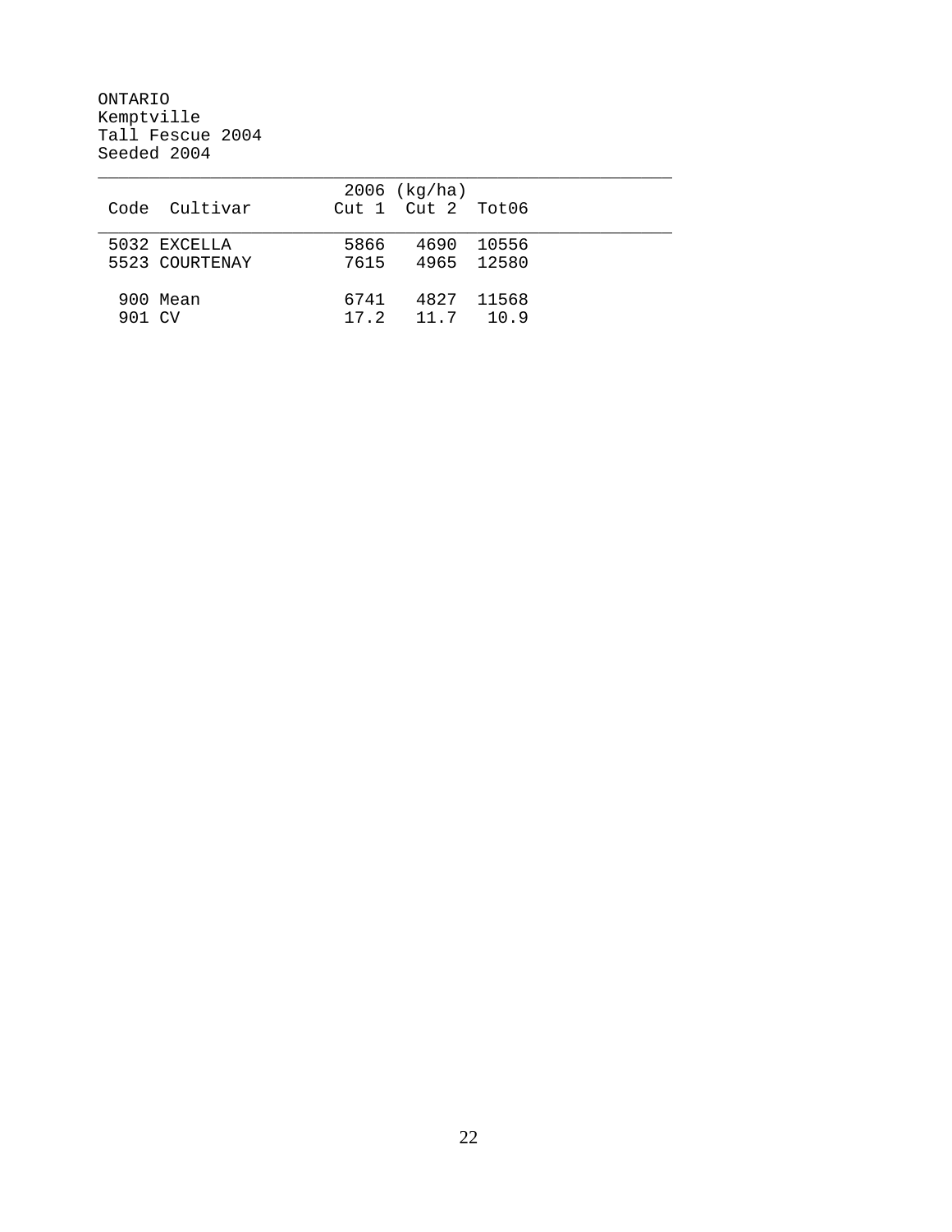ONTARIO
Kemptville
Tall Fescue 2004
Seeded 2004

| Code | Cultivar | 2006 (kg/ha) Cut 1 | Cut 2 | Tot06 |
|---|---|---|---|---|
| 5032 | EXCELLA | 5866 | 4690 | 10556 |
| 5523 | COURTENAY | 7615 | 4965 | 12580 |
| 900 | Mean | 6741 | 4827 | 11568 |
| 901 | CV | 17.2 | 11.7 | 10.9 |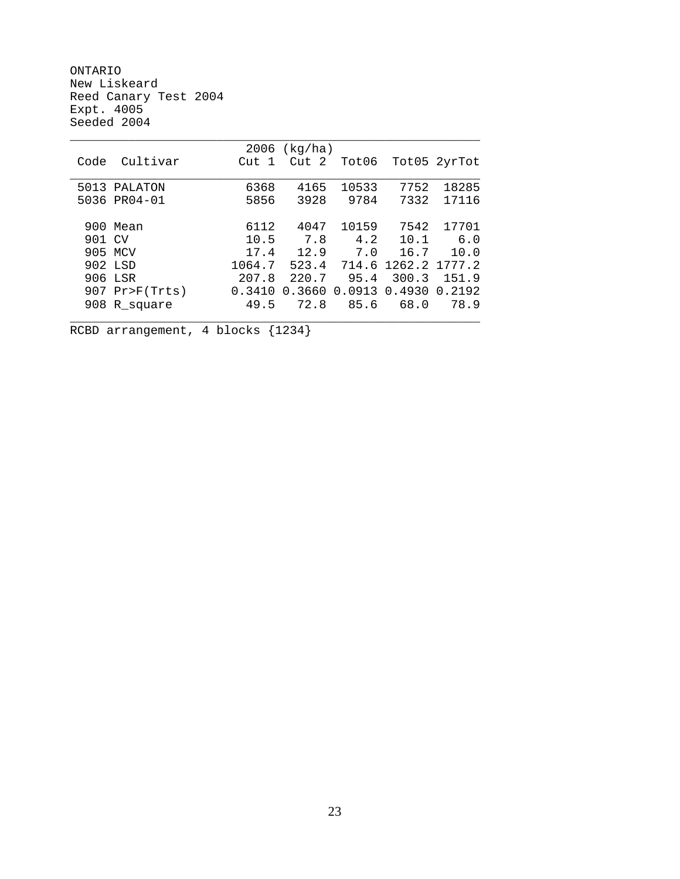ONTARIO
New Liskeard
Reed Canary Test 2004
Expt. 4005
Seeded 2004

| Code | Cultivar | 2006 (kg/ha) Cut 1 | Cut 2 | Tot06 | Tot05 | 2yrTot |
|---|---|---|---|---|---|---|
| 5013 | PALATON | 6368 | 4165 | 10533 | 7752 | 18285 |
| 5036 | PR04-01 | 5856 | 3928 | 9784 | 7332 | 17116 |
| | | | | | | |
| 900 | Mean | 6112 | 4047 | 10159 | 7542 | 17701 |
| 901 | CV | 10.5 | 7.8 | 4.2 | 10.1 | 6.0 |
| 905 | MCV | 17.4 | 12.9 | 7.0 | 16.7 | 10.0 |
| 902 | LSD | 1064.7 | 523.4 | 714.6 | 1262.2 | 1777.2 |
| 906 | LSR | 207.8 | 220.7 | 95.4 | 300.3 | 151.9 |
| 907 | Pr>F(Trts) | 0.3410 | 0.3660 | 0.0913 | 0.4930 | 0.2192 |
| 908 | R_square | 49.5 | 72.8 | 85.6 | 68.0 | 78.9 |

RCBD arrangement, 4 blocks {1234}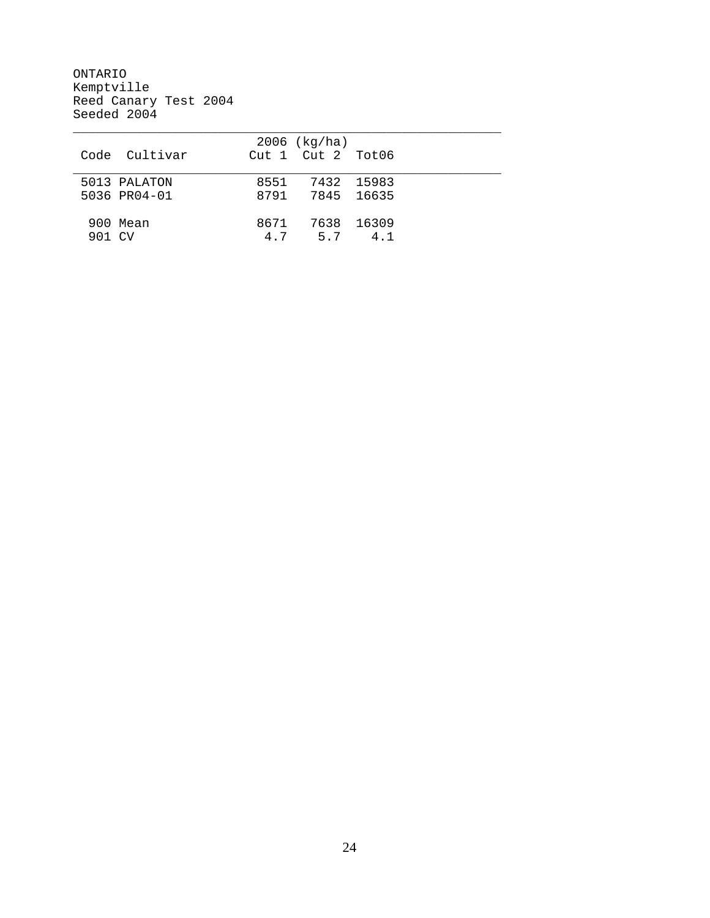ONTARIO
Kemptville
Reed Canary Test 2004
Seeded 2004

| Code | Cultivar | 2006 (kg/ha) Cut 1 | Cut 2 | Tot06 |
|---|---|---|---|---|
| 5013 | PALATON | 8551 | 7432 | 15983 |
| 5036 | PR04-01 | 8791 | 7845 | 16635 |
| 900 | Mean | 8671 | 7638 | 16309 |
| 901 | CV | 4.7 | 5.7 | 4.1 |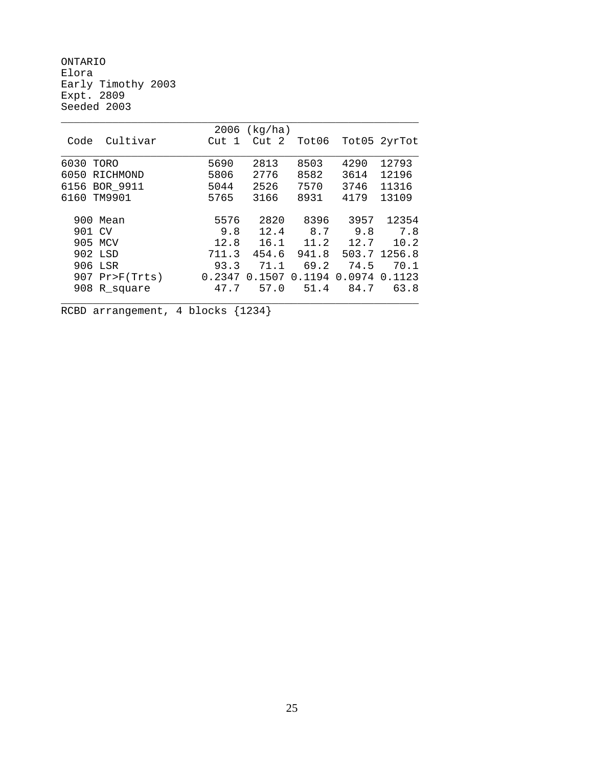ONTARIO
Elora
Early Timothy 2003
Expt. 2809
Seeded 2003

| Code | Cultivar | 2006 (kg/ha) Cut 1 | Cut 2 | Tot06 | Tot05 | 2yrTot |
|---|---|---|---|---|---|---|
| 6030 | TORO | 5690 | 2813 | 8503 | 4290 | 12793 |
| 6050 | RICHMOND | 5806 | 2776 | 8582 | 3614 | 12196 |
| 6156 | BOR_9911 | 5044 | 2526 | 7570 | 3746 | 11316 |
| 6160 | TM9901 | 5765 | 3166 | 8931 | 4179 | 13109 |
| 900 | Mean | 5576 | 2820 | 8396 | 3957 | 12354 |
| 901 | CV | 9.8 | 12.4 | 8.7 | 9.8 | 7.8 |
| 905 | MCV | 12.8 | 16.1 | 11.2 | 12.7 | 10.2 |
| 902 | LSD | 711.3 | 454.6 | 941.8 | 503.7 | 1256.8 |
| 906 | LSR | 93.3 | 71.1 | 69.2 | 74.5 | 70.1 |
| 907 | Pr>F(Trts) | 0.2347 | 0.1507 | 0.1194 | 0.0974 | 0.1123 |
| 908 | R_square | 47.7 | 57.0 | 51.4 | 84.7 | 63.8 |

RCBD arrangement, 4 blocks {1234}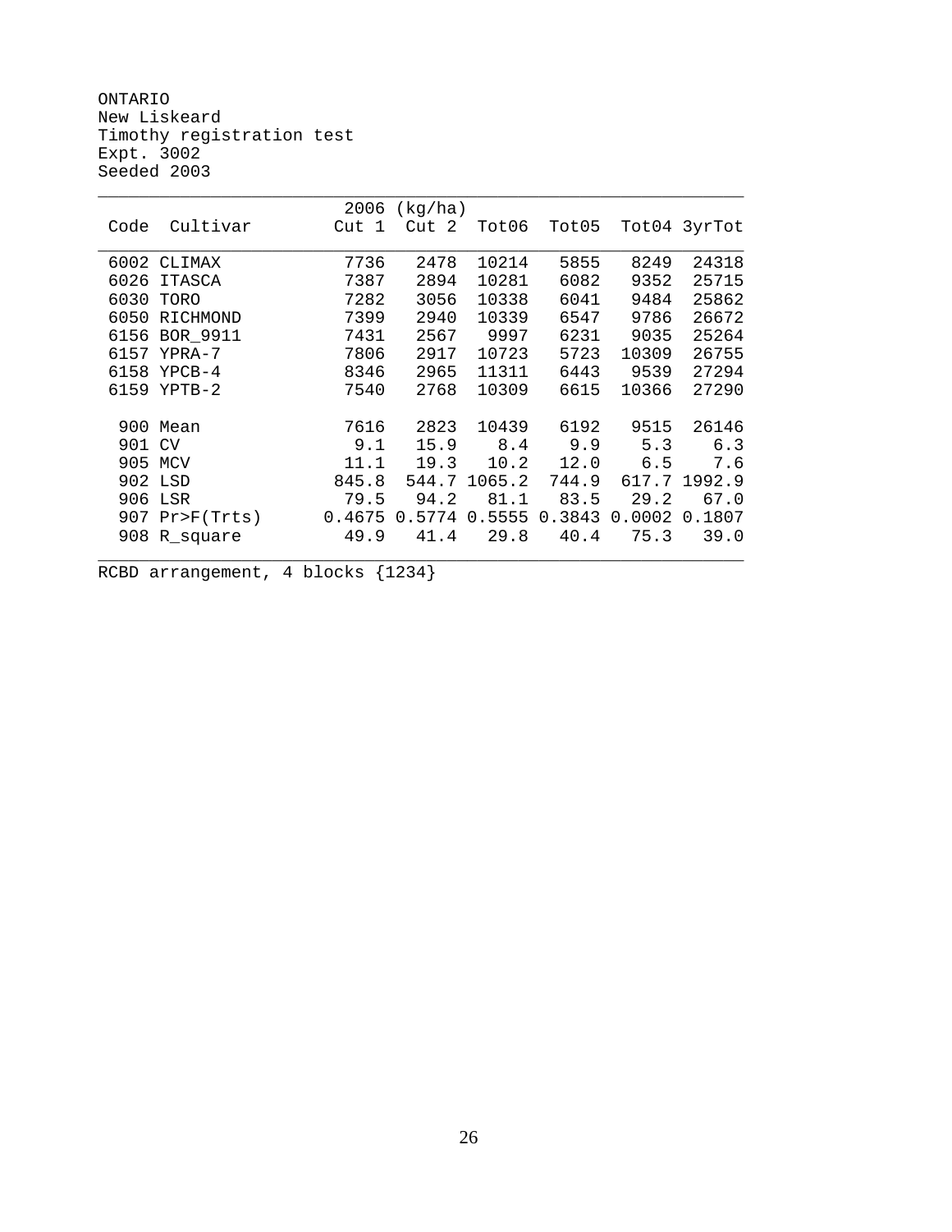ONTARIO
New Liskeard
Timothy registration test
Expt. 3002
Seeded 2003

| Code | Cultivar | 2006 (kg/ha) Cut 1 | Cut 2 | Tot06 | Tot05 | Tot04 | 3yrTot |
|---|---|---|---|---|---|---|---|
| 6002 | CLIMAX | 7736 | 2478 | 10214 | 5855 | 8249 | 24318 |
| 6026 | ITASCA | 7387 | 2894 | 10281 | 6082 | 9352 | 25715 |
| 6030 | TORO | 7282 | 3056 | 10338 | 6041 | 9484 | 25862 |
| 6050 | RICHMOND | 7399 | 2940 | 10339 | 6547 | 9786 | 26672 |
| 6156 | BOR_9911 | 7431 | 2567 | 9997 | 6231 | 9035 | 25264 |
| 6157 | YPRA-7 | 7806 | 2917 | 10723 | 5723 | 10309 | 26755 |
| 6158 | YPCB-4 | 8346 | 2965 | 11311 | 6443 | 9539 | 27294 |
| 6159 | YPTB-2 | 7540 | 2768 | 10309 | 6615 | 10366 | 27290 |
| 900 | Mean | 7616 | 2823 | 10439 | 6192 | 9515 | 26146 |
| 901 | CV | 9.1 | 15.9 | 8.4 | 9.9 | 5.3 | 6.3 |
| 905 | MCV | 11.1 | 19.3 | 10.2 | 12.0 | 6.5 | 7.6 |
| 902 | LSD | 845.8 | 544.7 | 1065.2 | 744.9 | 617.7 | 1992.9 |
| 906 | LSR | 79.5 | 94.2 | 81.1 | 83.5 | 29.2 | 67.0 |
| 907 | Pr>F(Trts) | 0.4675 | 0.5774 | 0.5555 | 0.3843 | 0.0002 | 0.1807 |
| 908 | R_square | 49.9 | 41.4 | 29.8 | 40.4 | 75.3 | 39.0 |

RCBD arrangement, 4 blocks {1234}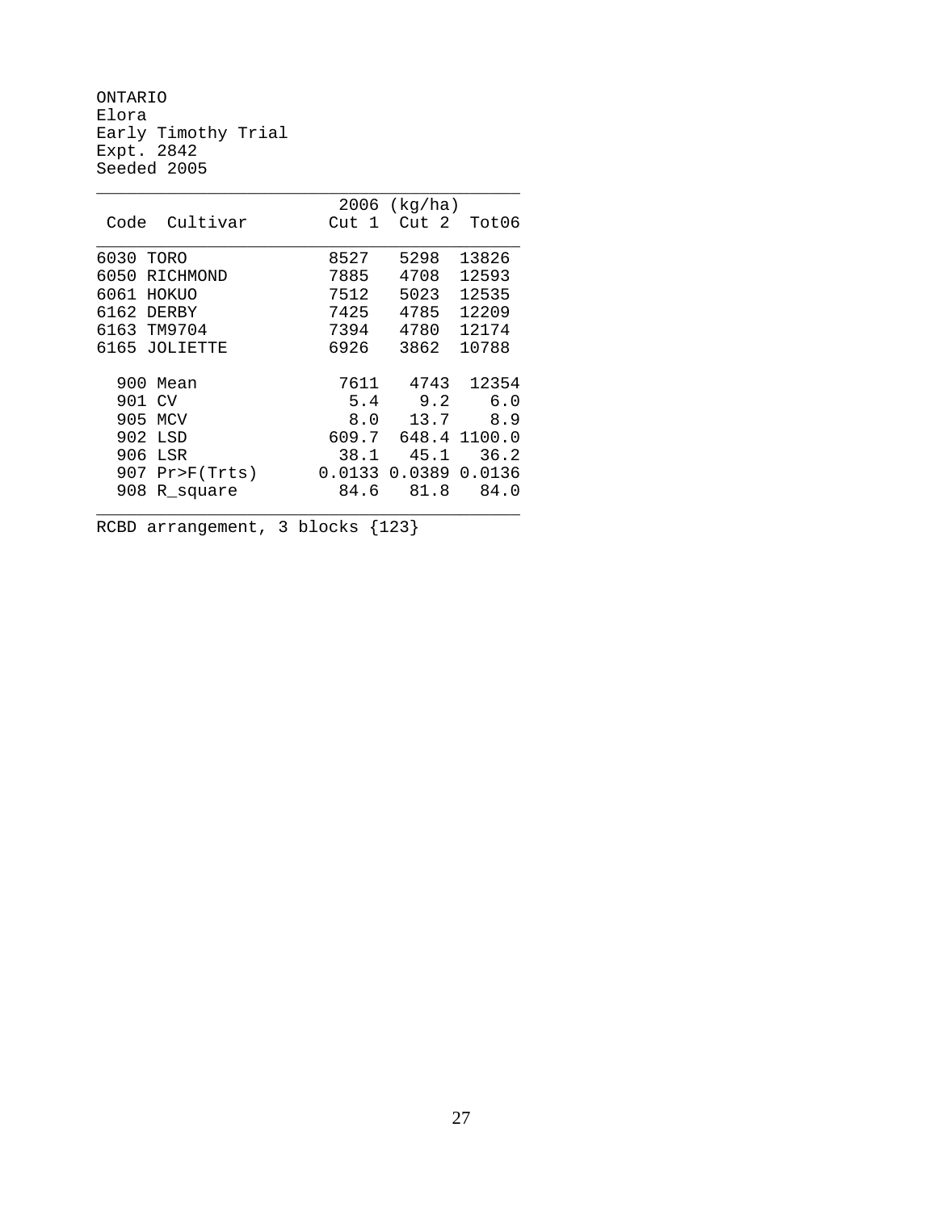ONTARIO
Elora
Early Timothy Trial
Expt. 2842
Seeded 2005

| Code | Cultivar | 2006 (kg/ha) Cut 1 | Cut 2 | Tot06 |
|---|---|---|---|---|
| 6030 | TORO | 8527 | 5298 | 13826 |
| 6050 | RICHMOND | 7885 | 4708 | 12593 |
| 6061 | HOKUO | 7512 | 5023 | 12535 |
| 6162 | DERBY | 7425 | 4785 | 12209 |
| 6163 | TM9704 | 7394 | 4780 | 12174 |
| 6165 | JOLIETTE | 6926 | 3862 | 10788 |
| 900 | Mean | 7611 | 4743 | 12354 |
| 901 | CV | 5.4 | 9.2 | 6.0 |
| 905 | MCV | 8.0 | 13.7 | 8.9 |
| 902 | LSD | 609.7 | 648.4 | 1100.0 |
| 906 | LSR | 38.1 | 45.1 | 36.2 |
| 907 | Pr>F(Trts) | 0.0133 | 0.0389 | 0.0136 |
| 908 | R_square | 84.6 | 81.8 | 84.0 |

RCBD arrangement, 3 blocks {123}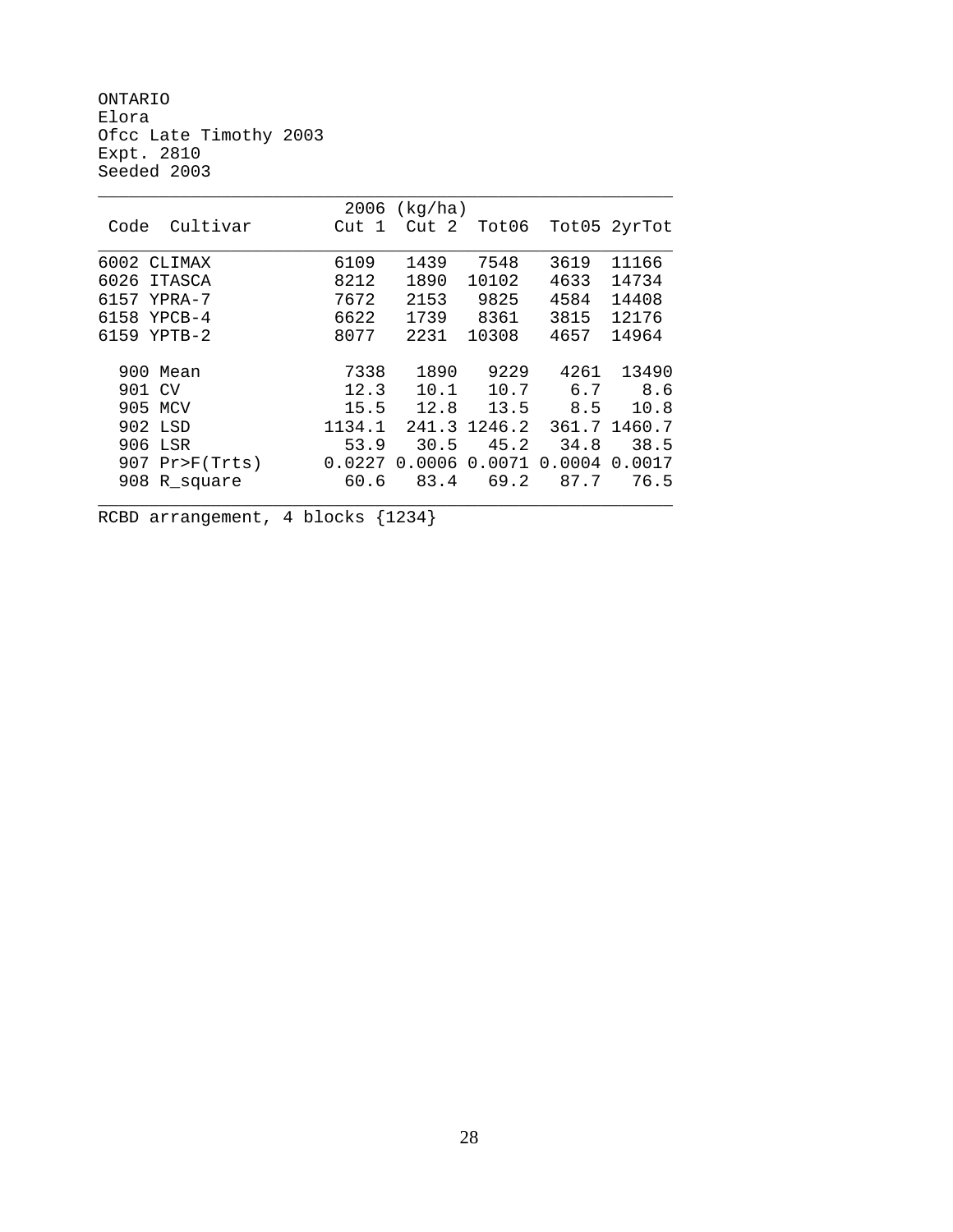ONTARIO
Elora
Ofcc Late Timothy 2003
Expt. 2810
Seeded 2003

| Code | Cultivar | 2006 (kg/ha) Cut 1 | Cut 2 | Tot06 | Tot05 | 2yrTot |
|---|---|---|---|---|---|---|
| 6002 | CLIMAX | 6109 | 1439 | 7548 | 3619 | 11166 |
| 6026 | ITASCA | 8212 | 1890 | 10102 | 4633 | 14734 |
| 6157 | YPRA-7 | 7672 | 2153 | 9825 | 4584 | 14408 |
| 6158 | YPCB-4 | 6622 | 1739 | 8361 | 3815 | 12176 |
| 6159 | YPTB-2 | 8077 | 2231 | 10308 | 4657 | 14964 |
| 900 | Mean | 7338 | 1890 | 9229 | 4261 | 13490 |
| 901 | CV | 12.3 | 10.1 | 10.7 | 6.7 | 8.6 |
| 905 | MCV | 15.5 | 12.8 | 13.5 | 8.5 | 10.8 |
| 902 | LSD | 1134.1 | 241.3 | 1246.2 | 361.7 | 1460.7 |
| 906 | LSR | 53.9 | 30.5 | 45.2 | 34.8 | 38.5 |
| 907 | Pr>F(Trts) | 0.0227 | 0.0006 | 0.0071 | 0.0004 | 0.0017 |
| 908 | R_square | 60.6 | 83.4 | 69.2 | 87.7 | 76.5 |

RCBD arrangement, 4 blocks {1234}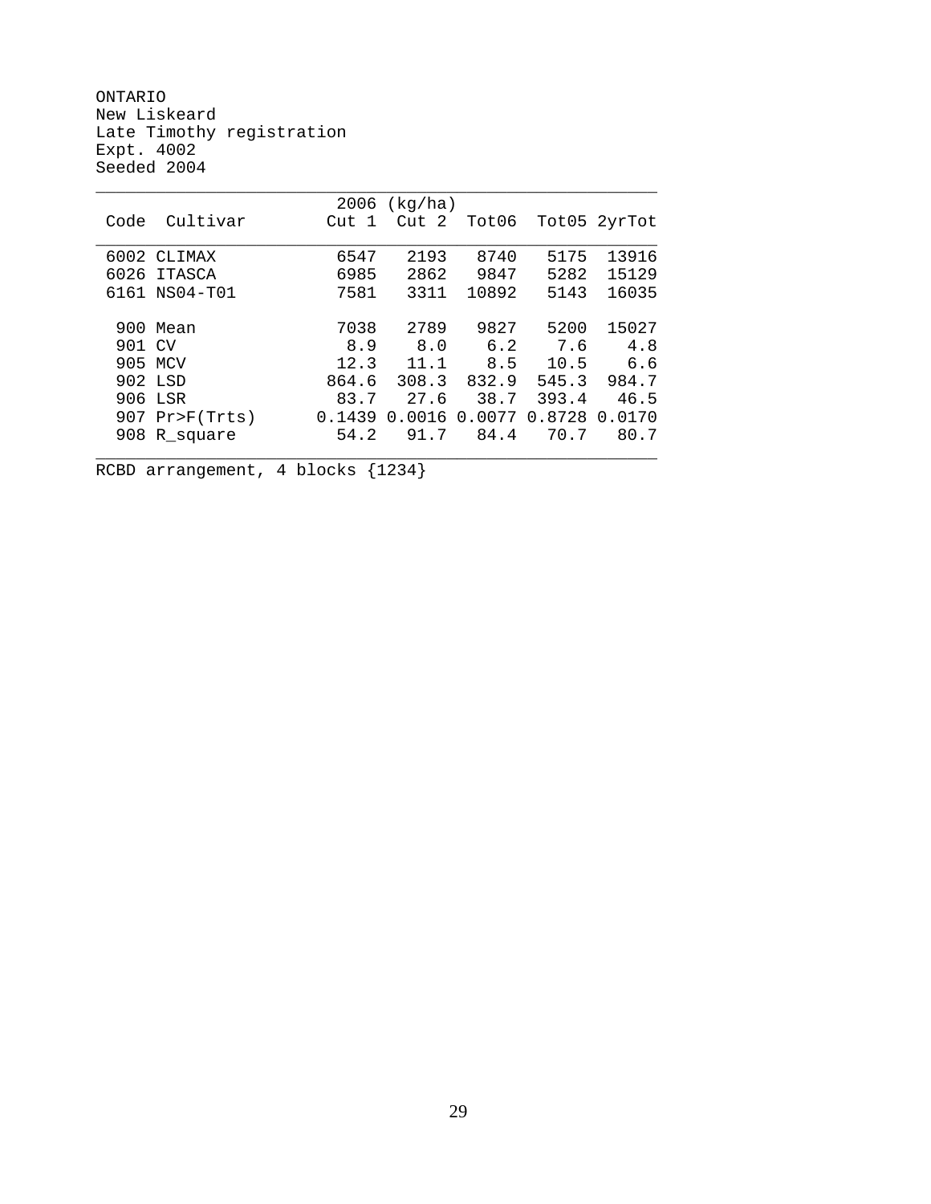ONTARIO
New Liskeard
Late Timothy registration
Expt. 4002
Seeded 2004

| Code | Cultivar | 2006 (kg/ha) Cut 1 | Cut 2 | Tot06 | Tot05 | 2yrTot |
|---|---|---|---|---|---|---|
| 6002 | CLIMAX | 6547 | 2193 | 8740 | 5175 | 13916 |
| 6026 | ITASCA | 6985 | 2862 | 9847 | 5282 | 15129 |
| 6161 | NS04-T01 | 7581 | 3311 | 10892 | 5143 | 16035 |
| 900 | Mean | 7038 | 2789 | 9827 | 5200 | 15027 |
| 901 | CV | 8.9 | 8.0 | 6.2 | 7.6 | 4.8 |
| 905 | MCV | 12.3 | 11.1 | 8.5 | 10.5 | 6.6 |
| 902 | LSD | 864.6 | 308.3 | 832.9 | 545.3 | 984.7 |
| 906 | LSR | 83.7 | 27.6 | 38.7 | 393.4 | 46.5 |
| 907 | Pr>F(Trts) | 0.1439 | 0.0016 | 0.0077 | 0.8728 | 0.0170 |
| 908 | R_square | 54.2 | 91.7 | 84.4 | 70.7 | 80.7 |

RCBD arrangement, 4 blocks {1234}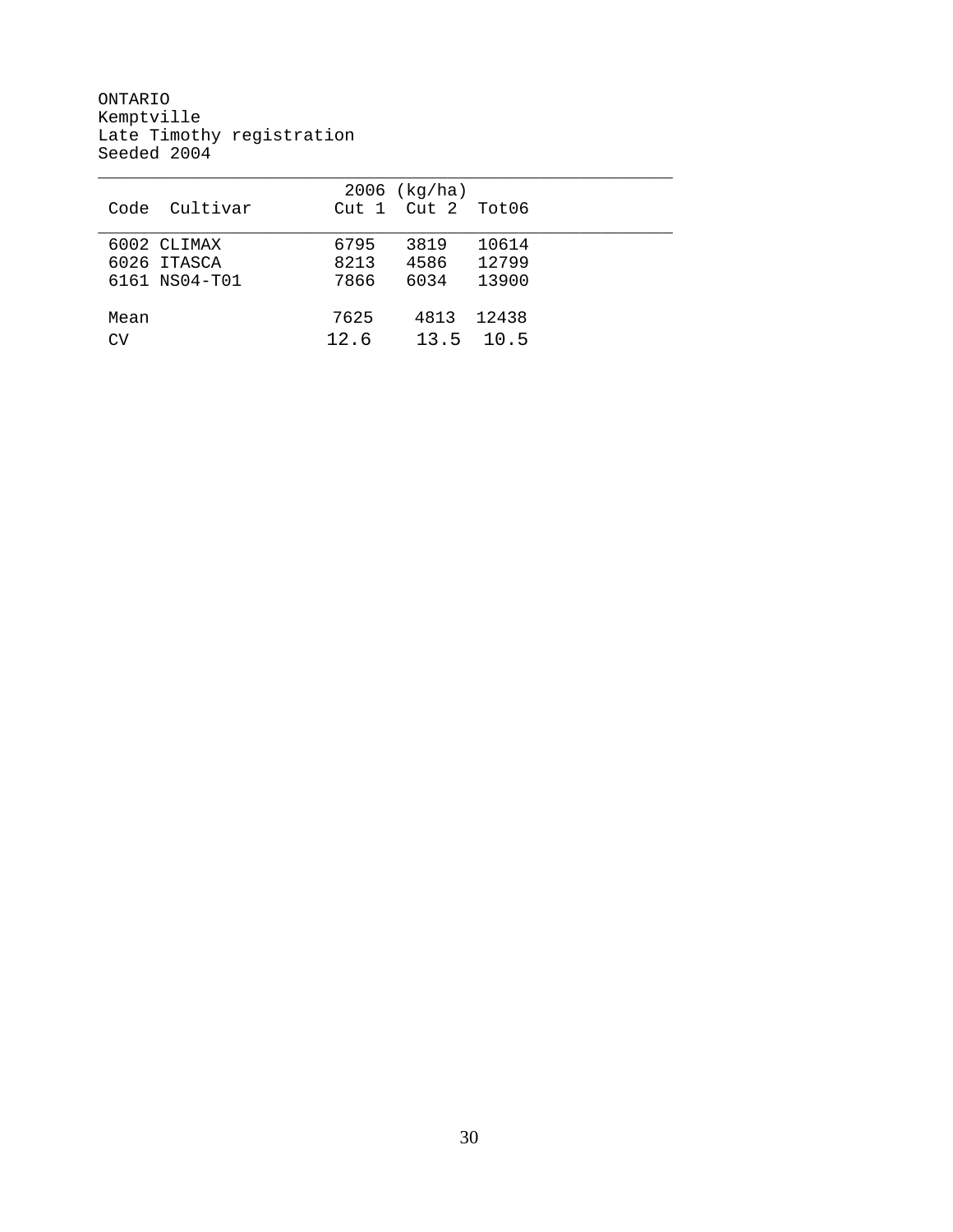ONTARIO
Kemptville
Late Timothy registration
Seeded 2004

| Code | Cultivar | 2006 (kg/ha) Cut 1 | Cut 2 | Tot06 |
|---|---|---|---|---|
| 6002 | CLIMAX | 6795 | 3819 | 10614 |
| 6026 | ITASCA | 8213 | 4586 | 12799 |
| 6161 | NS04-T01 | 7866 | 6034 | 13900 |
| Mean | | 7625 | 4813 | 12438 |
| CV | | 12.6 | 13.5 | 10.5 |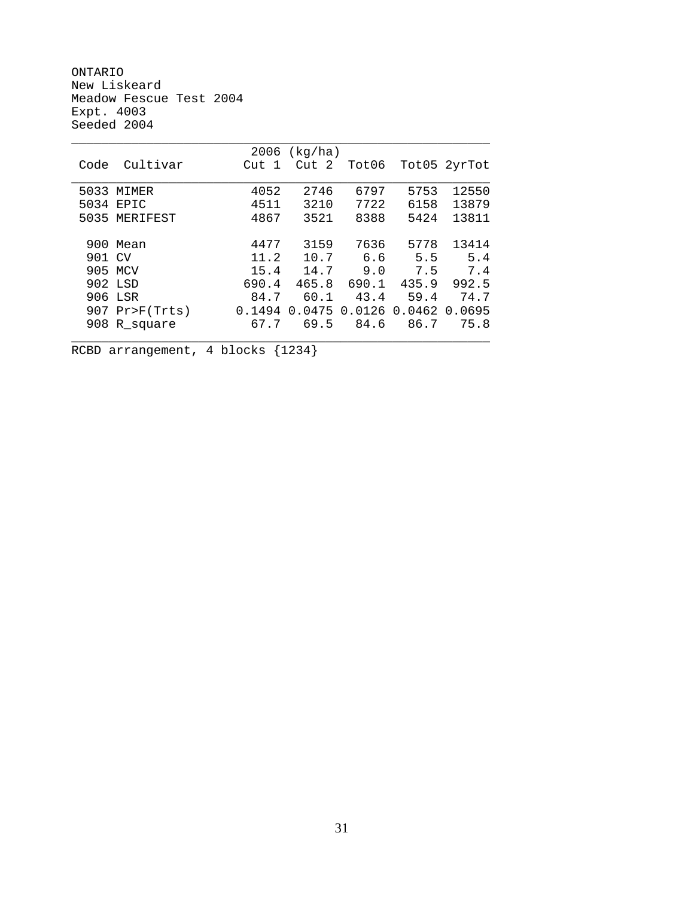ONTARIO
New Liskeard
Meadow Fescue Test 2004
Expt. 4003
Seeded 2004

| Code | Cultivar | 2006 (kg/ha) Cut 1 | Cut 2 | Tot06 | Tot05 | 2yrTot |
|---|---|---|---|---|---|---|
| 5033 | MIMER | 4052 | 2746 | 6797 | 5753 | 12550 |
| 5034 | EPIC | 4511 | 3210 | 7722 | 6158 | 13879 |
| 5035 | MERIFEST | 4867 | 3521 | 8388 | 5424 | 13811 |
| 900 | Mean | 4477 | 3159 | 7636 | 5778 | 13414 |
| 901 | CV | 11.2 | 10.7 | 6.6 | 5.5 | 5.4 |
| 905 | MCV | 15.4 | 14.7 | 9.0 | 7.5 | 7.4 |
| 902 | LSD | 690.4 | 465.8 | 690.1 | 435.9 | 992.5 |
| 906 | LSR | 84.7 | 60.1 | 43.4 | 59.4 | 74.7 |
| 907 | Pr>F(Trts) | 0.1494 | 0.0475 | 0.0126 | 0.0462 | 0.0695 |
| 908 | R_square | 67.7 | 69.5 | 84.6 | 86.7 | 75.8 |

RCBD arrangement, 4 blocks {1234}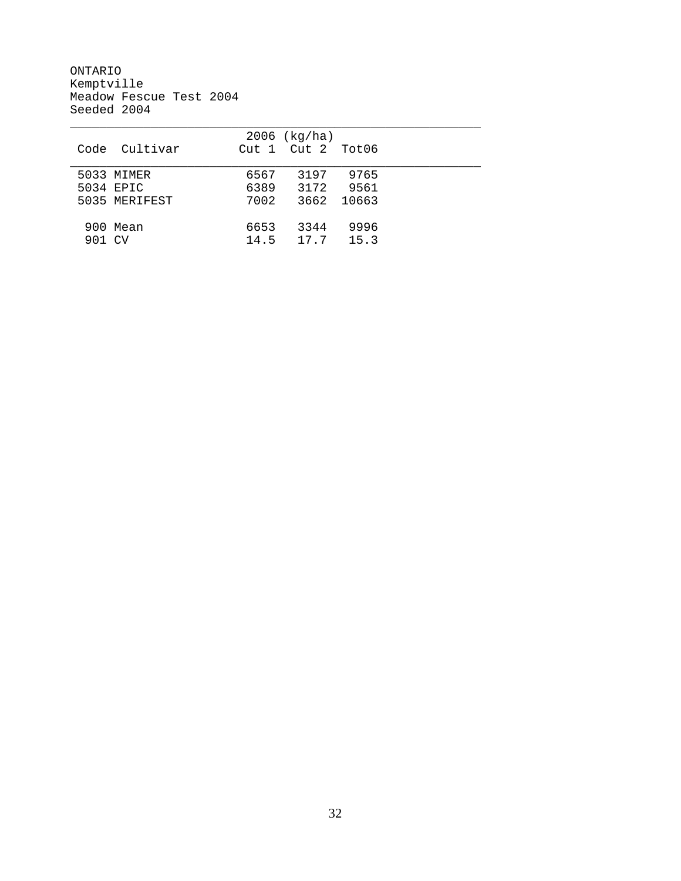ONTARIO
Kemptville
Meadow Fescue Test 2004
Seeded 2004

| Code | Cultivar | 2006 (kg/ha) Cut 1 | Cut 2 | Tot06 |
|---|---|---|---|---|
| 5033 | MIMER | 6567 | 3197 | 9765 |
| 5034 | EPIC | 6389 | 3172 | 9561 |
| 5035 | MERIFEST | 7002 | 3662 | 10663 |
| 900 | Mean | 6653 | 3344 | 9996 |
| 901 | CV | 14.5 | 17.7 | 15.3 |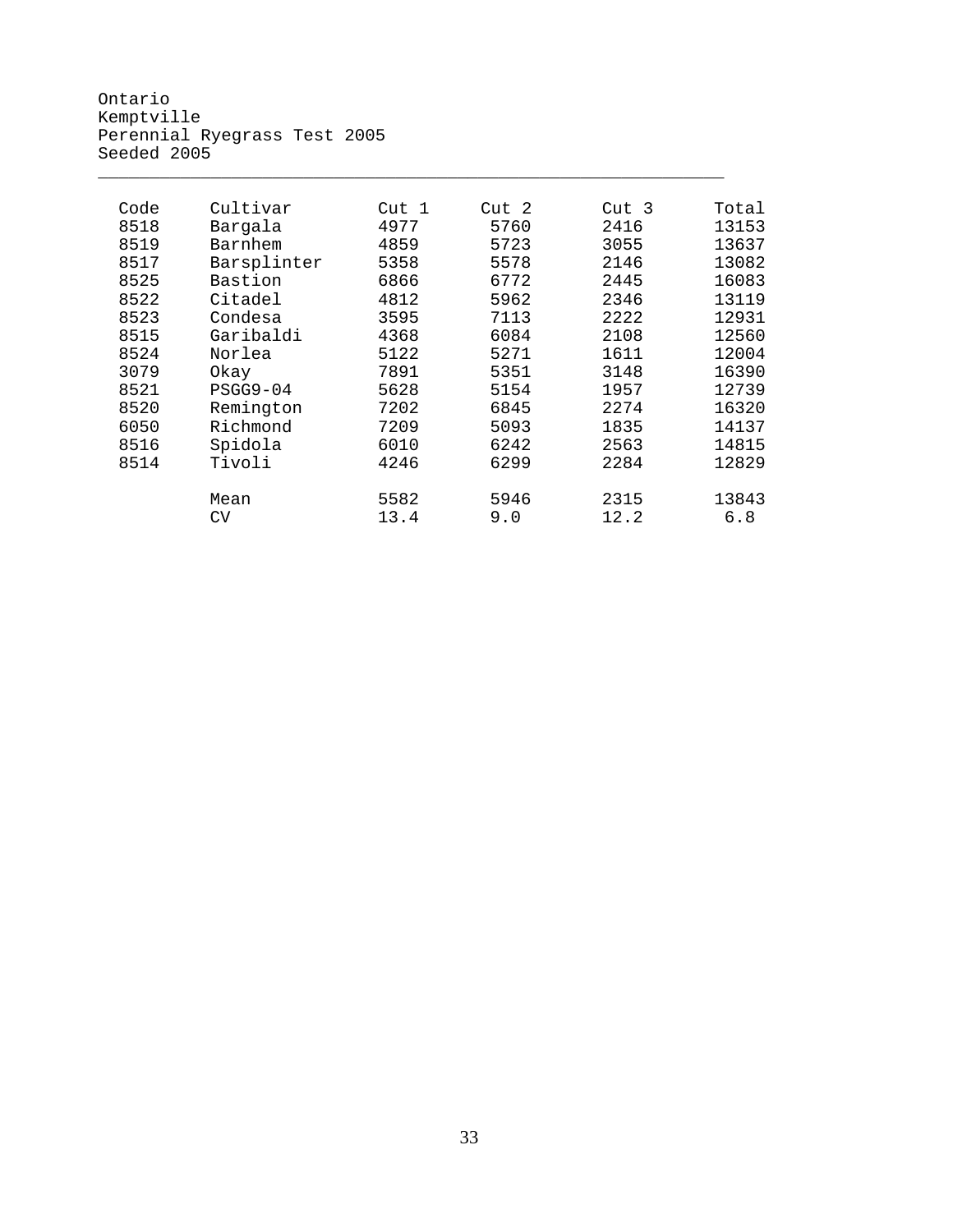Ontario
Kemptville
Perennial Ryegrass Test 2005
Seeded 2005

| Code | Cultivar | Cut 1 | Cut 2 | Cut 3 | Total |
|---|---|---|---|---|---|
| 8518 | Bargala | 4977 | 5760 | 2416 | 13153 |
| 8519 | Barnhem | 4859 | 5723 | 3055 | 13637 |
| 8517 | Barsplinter | 5358 | 5578 | 2146 | 13082 |
| 8525 | Bastion | 6866 | 6772 | 2445 | 16083 |
| 8522 | Citadel | 4812 | 5962 | 2346 | 13119 |
| 8523 | Condesa | 3595 | 7113 | 2222 | 12931 |
| 8515 | Garibaldi | 4368 | 6084 | 2108 | 12560 |
| 8524 | Norlea | 5122 | 5271 | 1611 | 12004 |
| 3079 | Okay | 7891 | 5351 | 3148 | 16390 |
| 8521 | PSGG9-04 | 5628 | 5154 | 1957 | 12739 |
| 8520 | Remington | 7202 | 6845 | 2274 | 16320 |
| 6050 | Richmond | 7209 | 5093 | 1835 | 14137 |
| 8516 | Spidola | 6010 | 6242 | 2563 | 14815 |
| 8514 | Tivoli | 4246 | 6299 | 2284 | 12829 |
| | Mean | 5582 | 5946 | 2315 | 13843 |
| | CV | 13.4 | 9.0 | 12.2 | 6.8 |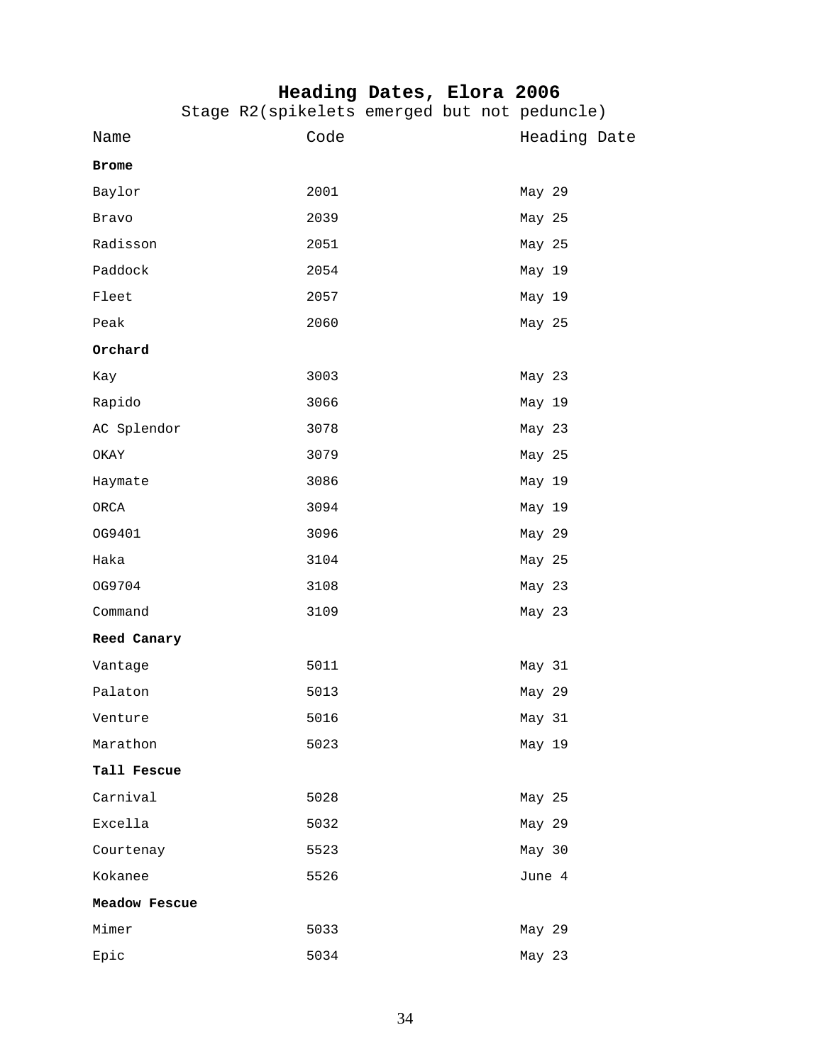# Heading Dates, Elora 2006

Stage R2(spikelets emerged but not peduncle)

| Name | Code | Heading Date |
|---|---|---|
| **Brome** | | |
| Baylor | 2001 | May 29 |
| Bravo | 2039 | May 25 |
| Radisson | 2051 | May 25 |
| Paddock | 2054 | May 19 |
| Fleet | 2057 | May 19 |
| Peak | 2060 | May 25 |
| **Orchard** | | |
| Kay | 3003 | May 23 |
| Rapido | 3066 | May 19 |
| AC Splendor | 3078 | May 23 |
| OKAY | 3079 | May 25 |
| Haymate | 3086 | May 19 |
| ORCA | 3094 | May 19 |
| OG9401 | 3096 | May 29 |
| Haka | 3104 | May 25 |
| OG9704 | 3108 | May 23 |
| Command | 3109 | May 23 |
| **Reed Canary** | | |
| Vantage | 5011 | May 31 |
| Palaton | 5013 | May 29 |
| Venture | 5016 | May 31 |
| Marathon | 5023 | May 19 |
| **Tall Fescue** | | |
| Carnival | 5028 | May 25 |
| Excella | 5032 | May 29 |
| Courtenay | 5523 | May 30 |
| Kokanee | 5526 | June 4 |
| **Meadow Fescue** | | |
| Mimer | 5033 | May 29 |
| Epic | 5034 | May 23 |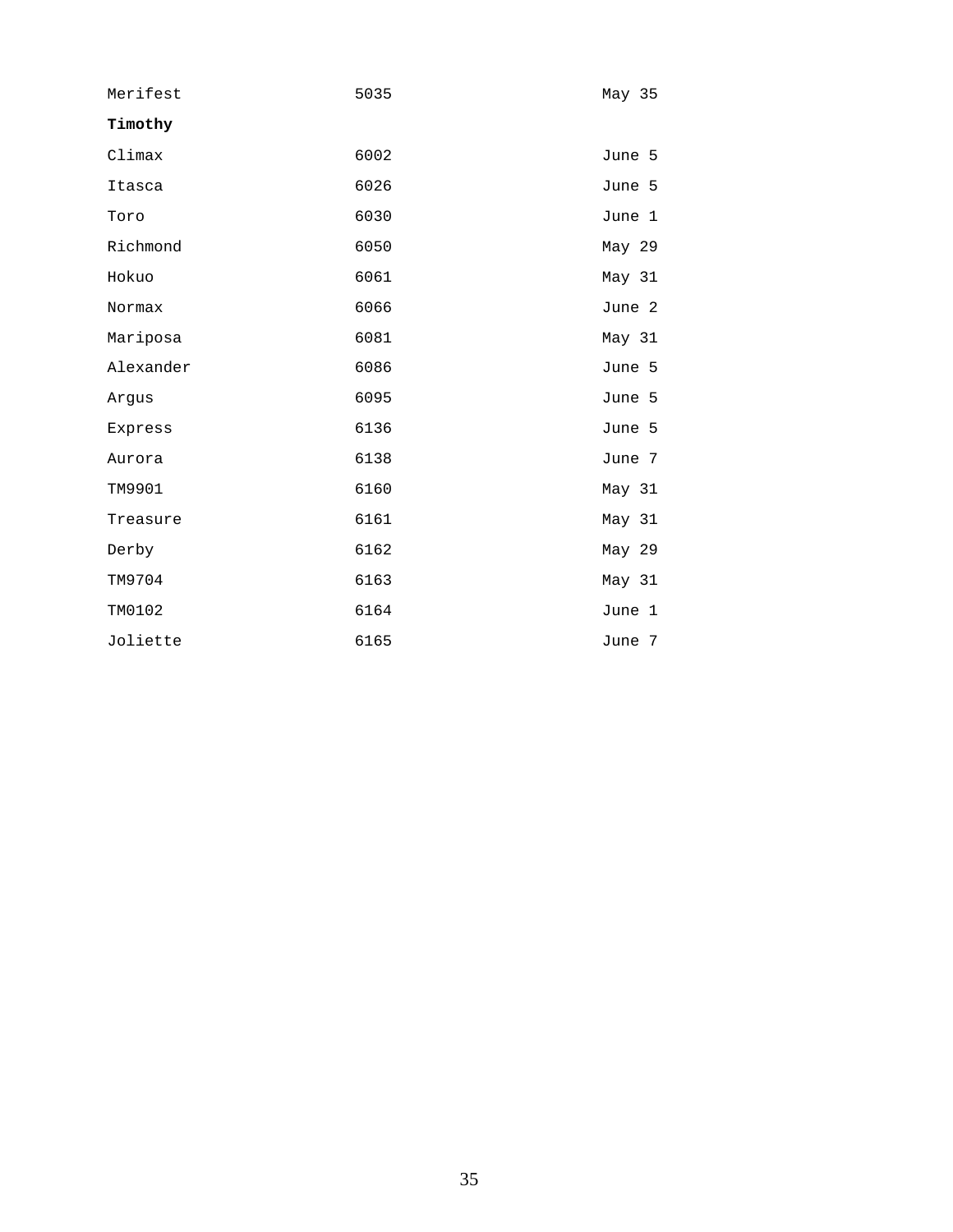| | | |
|---|---|---|
| Merifest | 5035 | May 35 |
| **Timothy** | | |
| Climax | 6002 | June 5 |
| Itasca | 6026 | June 5 |
| Toro | 6030 | June 1 |
| Richmond | 6050 | May 29 |
| Hokuo | 6061 | May 31 |
| Normax | 6066 | June 2 |
| Mariposa | 6081 | May 31 |
| Alexander | 6086 | June 5 |
| Argus | 6095 | June 5 |
| Express | 6136 | June 5 |
| Aurora | 6138 | June 7 |
| TM9901 | 6160 | May 31 |
| Treasure | 6161 | May 31 |
| Derby | 6162 | May 29 |
| TM9704 | 6163 | May 31 |
| TM0102 | 6164 | June 1 |
| Joliette | 6165 | June 7 |